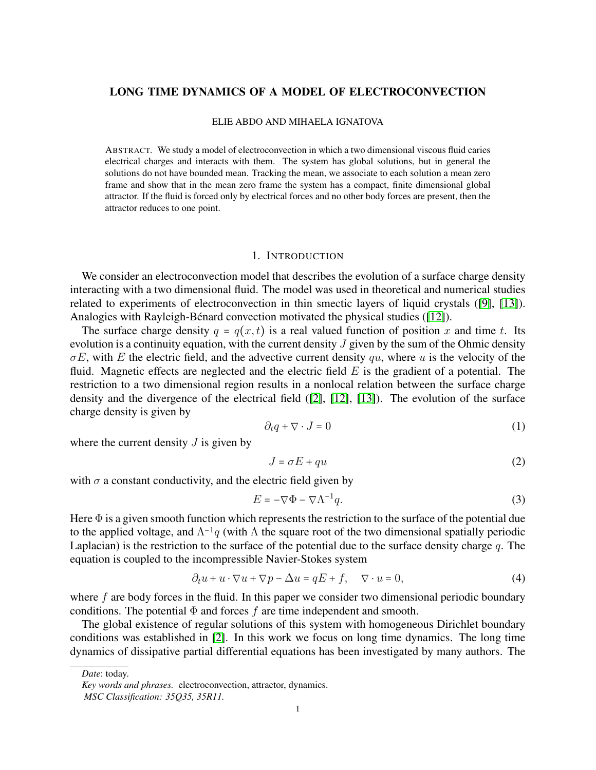# LONG TIME DYNAMICS OF A MODEL OF ELECTROCONVECTION

ELIE ABDO AND MIHAELA IGNATOVA

ABSTRACT. We study a model of electroconvection in which a two dimensional viscous fluid caries electrical charges and interacts with them. The system has global solutions, but in general the solutions do not have bounded mean. Tracking the mean, we associate to each solution a mean zero frame and show that in the mean zero frame the system has a compact, finite dimensional global attractor. If the fluid is forced only by electrical forces and no other body forces are present, then the attractor reduces to one point.

## 1. INTRODUCTION

We consider an electroconvection model that describes the evolution of a surface charge density interacting with a two dimensional fluid. The model was used in theoretical and numerical studies related to experiments of electroconvection in thin smectic layers of liquid crystals ([9], [13]). Analogies with Rayleigh-Bénard convection motivated the physical studies ([12]).

The surface charge density $q = q(x,t)$ is a real valued function of position $x$ and time $t$. Its evolution is a continuity equation, with the current density $J$ given by the sum of the Ohmic density $\sigma E$, with $E$ the electric field, and the advective current density $qu$, where $u$ is the velocity of the fluid. Magnetic effects are neglected and the electric field $E$ is the gradient of a potential. The restriction to a two dimensional region results in a nonlocal relation between the surface charge density and the divergence of the electrical field ([2], [12], [13]). The evolution of the surface charge density is given by

$$\partial_t q + \nabla \cdot J = 0 \tag{1}$$

where the current density $J$ is given by

$$J = \sigma E + qu \tag{2}$$

with $\sigma$ a constant conductivity, and the electric field given by

$$E = -\nabla \Phi - \nabla \Lambda^{-1} q. \tag{3}$$

Here $\Phi$ is a given smooth function which represents the restriction to the surface of the potential due to the applied voltage, and $\Lambda^{-1}q$ (with $\Lambda$ the square root of the two dimensional spatially periodic Laplacian) is the restriction to the surface of the potential due to the surface density charge $q$. The equation is coupled to the incompressible Navier-Stokes system

$$\partial_t u + u \cdot \nabla u + \nabla p - \Delta u = qE + f, \quad \nabla \cdot u = 0, \tag{4}$$

where $f$ are body forces in the fluid. In this paper we consider two dimensional periodic boundary conditions. The potential $\Phi$ and forces $f$ are time independent and smooth.

The global existence of regular solutions of this system with homogeneous Dirichlet boundary conditions was established in [2]. In this work we focus on long time dynamics. The long time dynamics of dissipative partial differential equations has been investigated by many authors. The

---

*Date*: today.

*Key words and phrases.* electroconvection, attractor, dynamics.

*MSC Classification: 35Q35, 35R11.*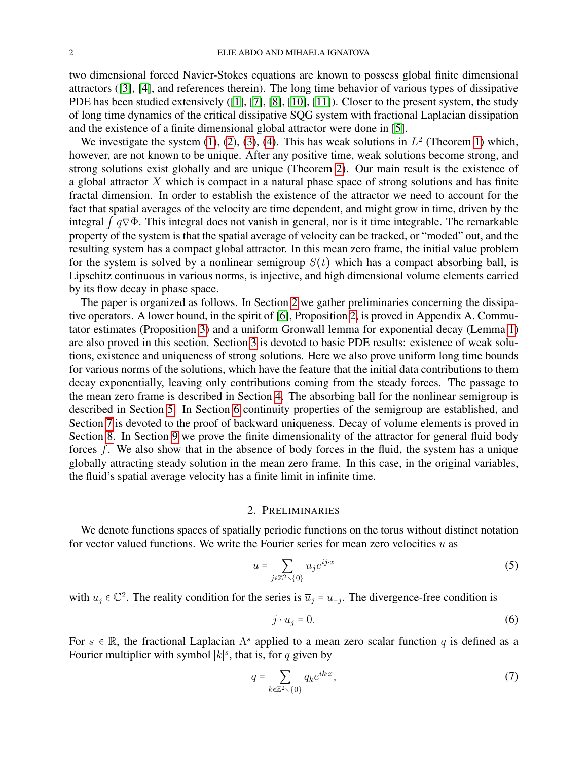two dimensional forced Navier-Stokes equations are known to possess global finite dimensional attractors ([3], [4], and references therein). The long time behavior of various types of dissipative PDE has been studied extensively ([1], [7], [8], [10], [11]). Closer to the present system, the study of long time dynamics of the critical dissipative SQG system with fractional Laplacian dissipation and the existence of a finite dimensional global attractor were done in [5].

We investigate the system (1), (2), (3), (4). This has weak solutions in $L^2$ (Theorem 1) which, however, are not known to be unique. After any positive time, weak solutions become strong, and strong solutions exist globally and are unique (Theorem 2). Our main result is the existence of a global attractor $X$ which is compact in a natural phase space of strong solutions and has finite fractal dimension. In order to establish the existence of the attractor we need to account for the fact that spatial averages of the velocity are time dependent, and might grow in time, driven by the integral $\int q \nabla \Phi$. This integral does not vanish in general, nor is it time integrable. The remarkable property of the system is that the spatial average of velocity can be tracked, or "moded" out, and the resulting system has a compact global attractor. In this mean zero frame, the initial value problem for the system is solved by a nonlinear semigroup $S(t)$ which has a compact absorbing ball, is Lipschitz continuous in various norms, is injective, and high dimensional volume elements carried by its flow decay in phase space.

The paper is organized as follows. In Section 2 we gather preliminaries concerning the dissipative operators. A lower bound, in the spirit of [6], Proposition 2, is proved in Appendix A. Commutator estimates (Proposition 3) and a uniform Gronwall lemma for exponential decay (Lemma 1) are also proved in this section. Section 3 is devoted to basic PDE results: existence of weak solutions, existence and uniqueness of strong solutions. Here we also prove uniform long time bounds for various norms of the solutions, which have the feature that the initial data contributions to them decay exponentially, leaving only contributions coming from the steady forces. The passage to the mean zero frame is described in Section 4. The absorbing ball for the nonlinear semigroup is described in Section 5. In Section 6 continuity properties of the semigroup are established, and Section 7 is devoted to the proof of backward uniqueness. Decay of volume elements is proved in Section 8. In Section 9 we prove the finite dimensionality of the attractor for general fluid body forces $f$. We also show that in the absence of body forces in the fluid, the system has a unique globally attracting steady solution in the mean zero frame. In this case, in the original variables, the fluid's spatial average velocity has a finite limit in infinite time.

## 2. Preliminaries

We denote functions spaces of spatially periodic functions on the torus without distinct notation for vector valued functions. We write the Fourier series for mean zero velocities $u$ as

$$u = \sum_{j \in \mathbb{Z}^2 \setminus \{0\}} u_j e^{ij \cdot x} \tag{5}$$

with $u_j \in \mathbb{C}^2$. The reality condition for the series is $\overline{u}_j = u_{-j}$. The divergence-free condition is

$$j \cdot u_j = 0. \tag{6}$$

For $s \in \mathbb{R}$, the fractional Laplacian $\Lambda^s$ applied to a mean zero scalar function $q$ is defined as a Fourier multiplier with symbol $|k|^s$, that is, for $q$ given by

$$q = \sum_{k \in \mathbb{Z}^2 \setminus \{0\}} q_k e^{ik \cdot x}, \tag{7}$$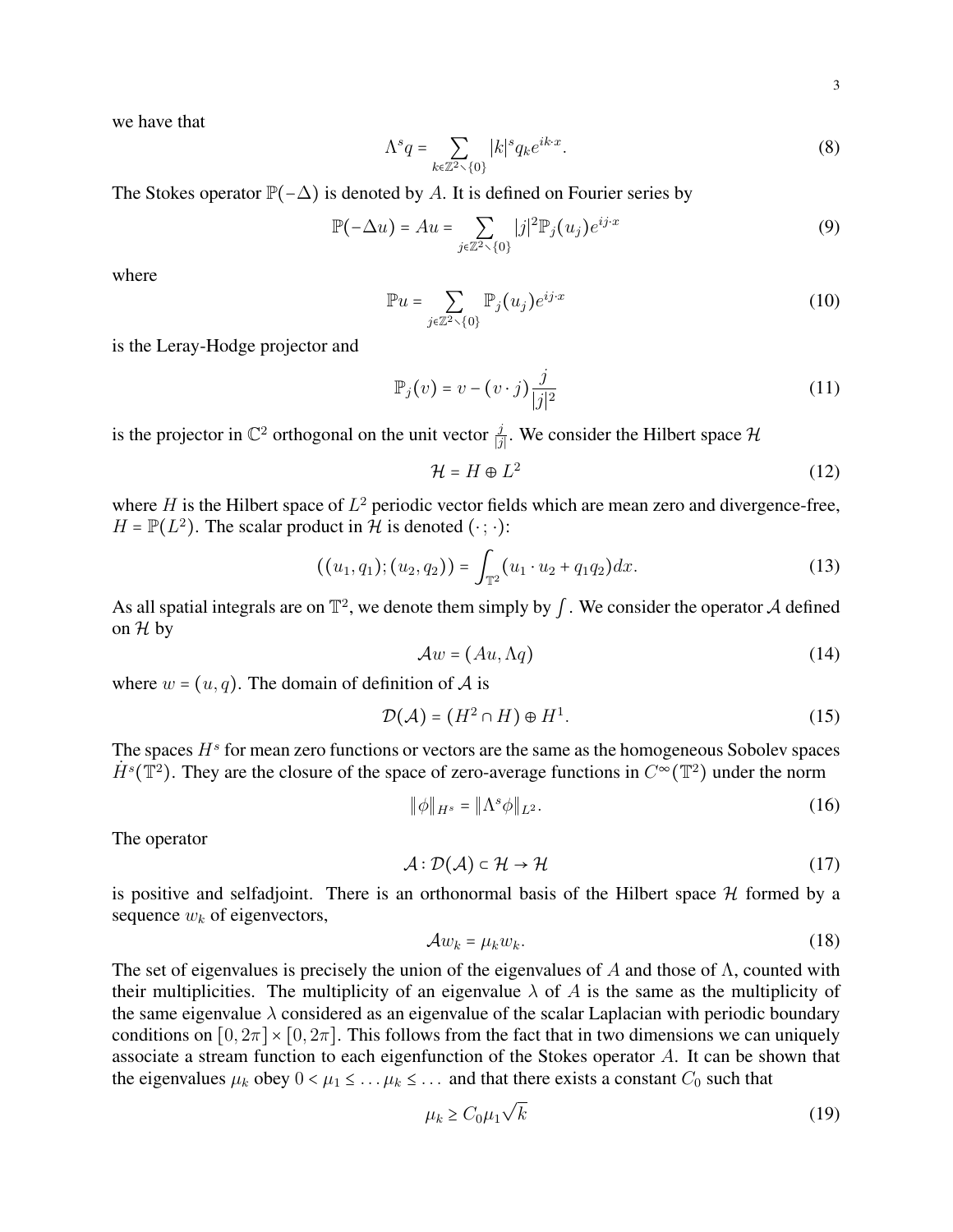we have that

$$\Lambda^s q = \sum_{k \in \mathbb{Z}^2 \setminus \{0\}} |k|^s q_k e^{ik \cdot x}. \tag{8}$$

The Stokes operator $\mathbb{P}(-\Delta)$ is denoted by $A$. It is defined on Fourier series by

$$\mathbb{P}(-\Delta u) = Au = \sum_{j \in \mathbb{Z}^2 \setminus \{0\}} |j|^2 \mathbb{P}_j(u_j) e^{ij \cdot x} \tag{9}$$

where

$$\mathbb{P}u = \sum_{j \in \mathbb{Z}^2 \setminus \{0\}} \mathbb{P}_j(u_j) e^{ij \cdot x} \tag{10}$$

is the Leray-Hodge projector and

$$\mathbb{P}_j(v) = v - (v \cdot j) \frac{j}{|j|^2} \tag{11}$$

is the projector in $\mathbb{C}^2$ orthogonal on the unit vector $\frac{j}{|j|}$. We consider the Hilbert space $\mathcal{H}$

$$\mathcal{H} = H \oplus L^2 \tag{12}$$

where $H$ is the Hilbert space of $L^2$ periodic vector fields which are mean zero and divergence-free, $H = \mathbb{P}(L^2)$. The scalar product in $\mathcal{H}$ is denoted $(\cdot\,;\cdot)$:

$$((u_1, q_1); (u_2, q_2)) = \int_{\mathbb{T}^2} (u_1 \cdot u_2 + q_1 q_2) dx. \tag{13}$$

As all spatial integrals are on $\mathbb{T}^2$, we denote them simply by $\int$. We consider the operator $\mathcal{A}$ defined on $\mathcal{H}$ by

$$\mathcal{A}w = (Au, \Lambda q) \tag{14}$$

where $w = (u, q)$. The domain of definition of $\mathcal{A}$ is

$$\mathcal{D}(\mathcal{A}) = (H^2 \cap H) \oplus H^1. \tag{15}$$

The spaces $H^s$ for mean zero functions or vectors are the same as the homogeneous Sobolev spaces $\dot{H}^s(\mathbb{T}^2)$. They are the closure of the space of zero-average functions in $C^\infty(\mathbb{T}^2)$ under the norm

$$\|\phi\|_{H^s} = \|\Lambda^s \phi\|_{L^2}. \tag{16}$$

The operator

$$\mathcal{A} : \mathcal{D}(\mathcal{A}) \subset \mathcal{H} \to \mathcal{H} \tag{17}$$

is positive and selfadjoint. There is an orthonormal basis of the Hilbert space $\mathcal{H}$ formed by a sequence $w_k$ of eigenvectors,

$$\mathcal{A}w_k = \mu_k w_k. \tag{18}$$

The set of eigenvalues is precisely the union of the eigenvalues of $A$ and those of $\Lambda$, counted with their multiplicities. The multiplicity of an eigenvalue $\lambda$ of $A$ is the same as the multiplicity of the same eigenvalue $\lambda$ considered as an eigenvalue of the scalar Laplacian with periodic boundary conditions on $[0, 2\pi] \times [0, 2\pi]$. This follows from the fact that in two dimensions we can uniquely associate a stream function to each eigenfunction of the Stokes operator $A$. It can be shown that the eigenvalues $\mu_k$ obey $0 < \mu_1 \leq \ldots \mu_k \leq \ldots$ and that there exists a constant $C_0$ such that

$$\mu_k \geq C_0 \mu_1 \sqrt{k} \tag{19}$$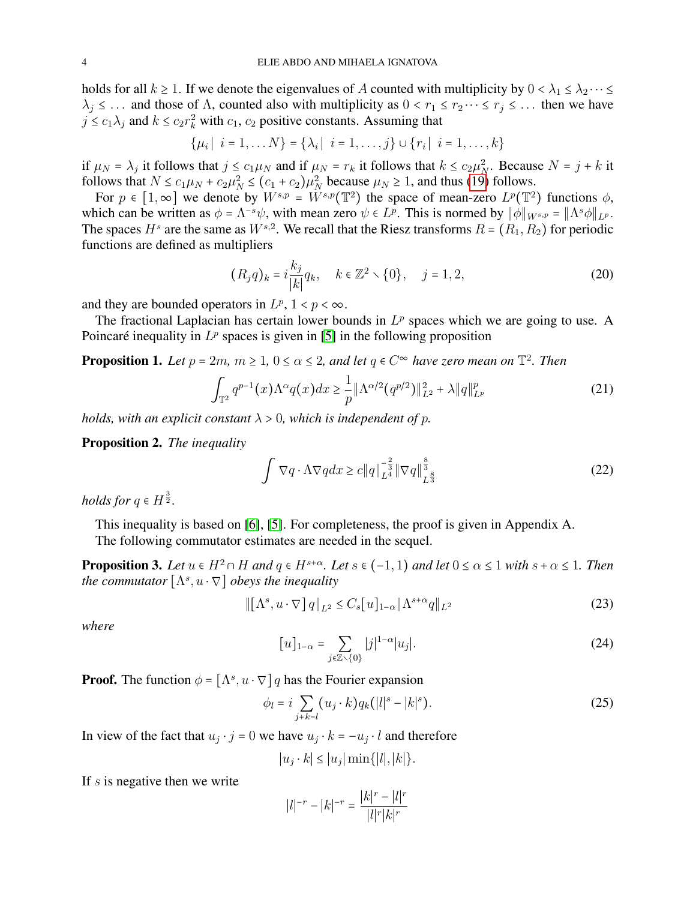holds for all $k \geq 1$. If we denote the eigenvalues of $A$ counted with multiplicity by $0 < \lambda_1 \leq \lambda_2 \cdots \leq \lambda_j \leq \ldots$ and those of $\Lambda$, counted also with multiplicity as $0 < r_1 \leq r_2 \cdots \leq r_j \leq \ldots$ then we have $j \leq c_1 \lambda_j$ and $k \leq c_2 r_k^2$ with $c_1$, $c_2$ positive constants. Assuming that

$$\{\mu_i \mid i = 1, \ldots N\} = \{\lambda_i \mid i = 1, \ldots, j\} \cup \{r_i \mid i = 1, \ldots, k\}$$

if $\mu_N = \lambda_j$ it follows that $j \leq c_1 \mu_N$ and if $\mu_N = r_k$ it follows that $k \leq c_2 \mu_N^2$. Because $N = j + k$ it follows that $N \leq c_1 \mu_N + c_2 \mu_N^2 \leq (c_1 + c_2)\mu_N^2$ because $\mu_N \geq 1$, and thus (19) follows.

For $p \in [1, \infty]$ we denote by $W^{s,p} = W^{s,p}(\mathbb{T}^2)$ the space of mean-zero $L^p(\mathbb{T}^2)$ functions $\phi$, which can be written as $\phi = \Lambda^{-s}\psi$, with mean zero $\psi \in L^p$. This is normed by $\|\phi\|_{W^{s,p}} = \|\Lambda^s \phi\|_{L^p}$. The spaces $H^s$ are the same as $W^{s,2}$. We recall that the Riesz transforms $R = (R_1, R_2)$ for periodic functions are defined as multipliers

$$(R_j q)_k = i\frac{k_j}{|k|} q_k, \quad k \in \mathbb{Z}^2 \setminus \{0\}, \quad j = 1, 2, \tag{20}$$

and they are bounded operators in $L^p$, $1 < p < \infty$.

The fractional Laplacian has certain lower bounds in $L^p$ spaces which we are going to use. A Poincaré inequality in $L^p$ spaces is given in [5] in the following proposition

**Proposition 1.** *Let $p = 2m$, $m \geq 1$, $0 \leq \alpha \leq 2$, and let $q \in C^\infty$ have zero mean on $\mathbb{T}^2$. Then*

$$\int_{\mathbb{T}^2} q^{p-1}(x) \Lambda^\alpha q(x) dx \geq \frac{1}{p} \|\Lambda^{\alpha/2}(q^{p/2})\|_{L^2}^2 + \lambda \|q\|_{L^p}^p \tag{21}$$

*holds, with an explicit constant $\lambda > 0$, which is independent of $p$.*

**Proposition 2.** *The inequality*

$$\int \nabla q \cdot \Lambda \nabla q dx \geq c \|q\|_{L^4}^{-\frac{2}{3}} \|\nabla q\|_{L^{\frac{8}{3}}}^{\frac{8}{3}} \tag{22}$$

*holds for $q \in H^{\frac{3}{2}}$.*

This inequality is based on [6], [5]. For completeness, the proof is given in Appendix A.

The following commutator estimates are needed in the sequel.

**Proposition 3.** *Let $u \in H^2 \cap H$ and $q \in H^{s+\alpha}$. Let $s \in (-1, 1)$ and let $0 \leq \alpha \leq 1$ with $s + \alpha \leq 1$. Then the commutator $[\Lambda^s, u \cdot \nabla]$ obeys the inequality*

$$\|[\Lambda^s, u \cdot \nabla] q\|_{L^2} \leq C_s [u]_{1-\alpha} \|\Lambda^{s+\alpha} q\|_{L^2} \tag{23}$$

*where*

$$[u]_{1-\alpha} = \sum_{j \in \mathbb{Z} \setminus \{0\}} |j|^{1-\alpha} |u_j|. \tag{24}$$

**Proof.** The function $\phi = [\Lambda^s, u \cdot \nabla] q$ has the Fourier expansion

$$\phi_l = i \sum_{j+k=l} (u_j \cdot k) q_k (|l|^s - |k|^s). \tag{25}$$

In view of the fact that $u_j \cdot j = 0$ we have $u_j \cdot k = -u_j \cdot l$ and therefore

$$|u_j \cdot k| \leq |u_j| \min\{|l|, |k|\}.$$

If $s$ is negative then we write

$$|l|^{-r} - |k|^{-r} = \frac{|k|^r - |l|^r}{|l|^r |k|^r}$$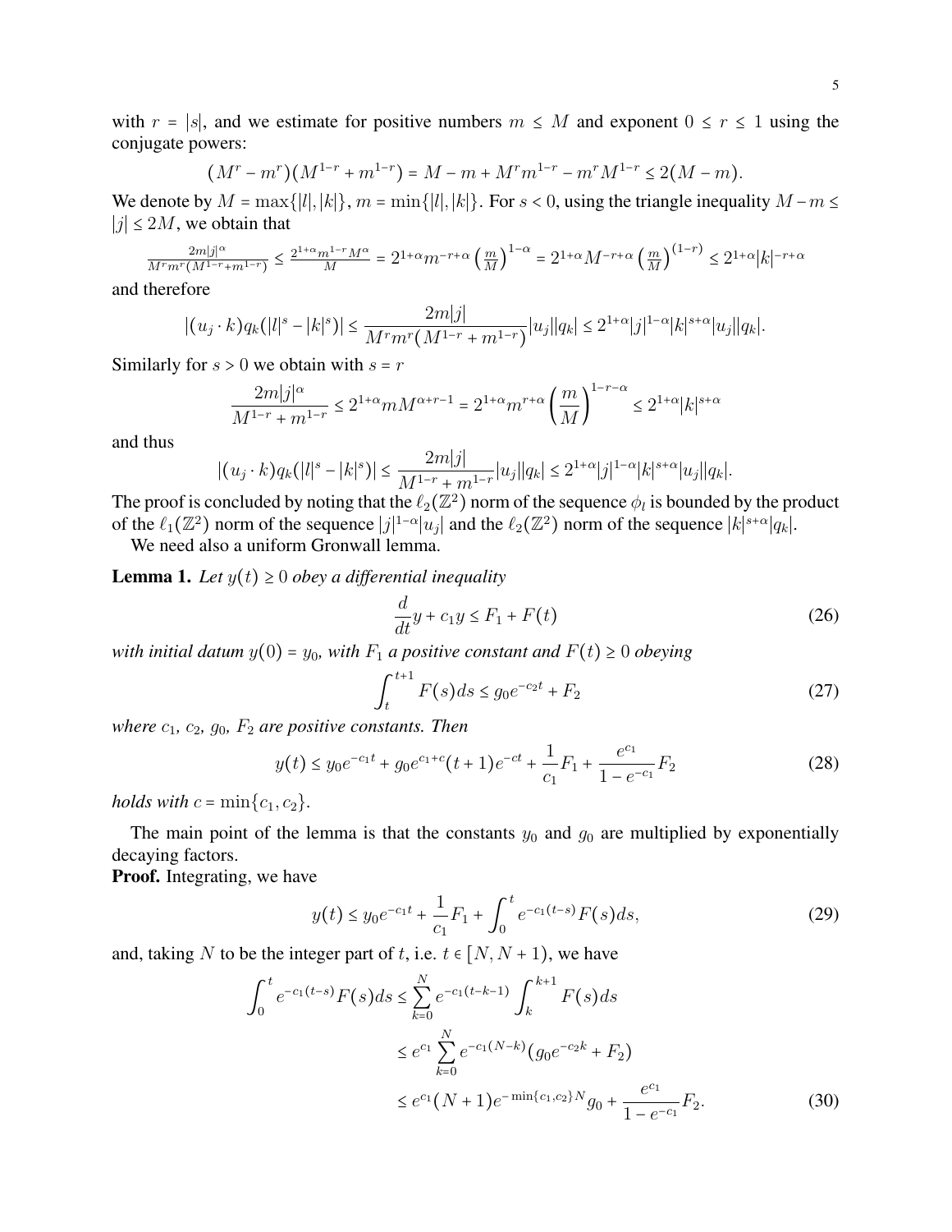with $r = |s|$, and we estimate for positive numbers $m \le M$ and exponent $0 \le r \le 1$ using the conjugate powers:

$$(M^r - m^r)(M^{1-r} + m^{1-r}) = M - m + M^r m^{1-r} - m^r M^{1-r} \le 2(M - m).$$

We denote by $M = \max\{|l|, |k|\}$, $m = \min\{|l|, |k|\}$. For $s < 0$, using the triangle inequality $M - m \le |j| \le 2M$, we obtain that

$$\frac{2m|j|^\alpha}{M^r m^r (M^{1-r} + m^{1-r})} \le \frac{2^{1+\alpha} m^{1-r} M^\alpha}{M} = 2^{1+\alpha} m^{-r+\alpha} \left(\frac{m}{M}\right)^{1-\alpha} = 2^{1+\alpha} M^{-r+\alpha} \left(\frac{m}{M}\right)^{(1-r)} \le 2^{1+\alpha} |k|^{-r+\alpha}$$

and therefore

$$|(u_j \cdot k) q_k (|l|^s - |k|^s)| \le \frac{2m|j|}{M^r m^r (M^{1-r} + m^{1-r})} |u_j||q_k| \le 2^{1+\alpha} |j|^{1-\alpha} |k|^{s+\alpha} |u_j||q_k|.$$

Similarly for $s > 0$ we obtain with $s = r$

$$\frac{2m|j|^\alpha}{M^{1-r} + m^{1-r}} \le 2^{1+\alpha} m M^{\alpha + r - 1} = 2^{1+\alpha} m^{r+\alpha} \left(\frac{m}{M}\right)^{1-r-\alpha} \le 2^{1+\alpha} |k|^{s+\alpha}$$

and thus

$$|(u_j \cdot k) q_k (|l|^s - |k|^s)| \le \frac{2m|j|}{M^{1-r} + m^{1-r}} |u_j||q_k| \le 2^{1+\alpha} |j|^{1-\alpha} |k|^{s+\alpha} |u_j||q_k|.$$

The proof is concluded by noting that the $\ell_2(\mathbb{Z}^2)$ norm of the sequence $\phi_l$ is bounded by the product of the $\ell_1(\mathbb{Z}^2)$ norm of the sequence $|j|^{1-\alpha}|u_j|$ and the $\ell_2(\mathbb{Z}^2)$ norm of the sequence $|k|^{s+\alpha}|q_k|$.

We need also a uniform Gronwall lemma.

**Lemma 1.** *Let $y(t) \ge 0$ obey a differential inequality*

$$\frac{d}{dt} y + c_1 y \le F_1 + F(t) \tag{26}$$

*with initial datum $y(0) = y_0$, with $F_1$ a positive constant and $F(t) \ge 0$ obeying*

$$\int_t^{t+1} F(s) ds \le g_0 e^{-c_2 t} + F_2 \tag{27}$$

*where $c_1$, $c_2$, $g_0$, $F_2$ are positive constants. Then*

$$y(t) \le y_0 e^{-c_1 t} + g_0 e^{c_1 + c}(t+1) e^{-ct} + \frac{1}{c_1} F_1 + \frac{e^{c_1}}{1 - e^{-c_1}} F_2 \tag{28}$$

*holds with $c = \min\{c_1, c_2\}$.*

The main point of the lemma is that the constants $y_0$ and $g_0$ are multiplied by exponentially decaying factors.

**Proof.** Integrating, we have

$$y(t) \le y_0 e^{-c_1 t} + \frac{1}{c_1} F_1 + \int_0^t e^{-c_1(t-s)} F(s) ds, \tag{29}$$

and, taking $N$ to be the integer part of $t$, i.e. $t \in [N, N+1)$, we have

$$\begin{aligned}
\int_0^t e^{-c_1(t-s)} F(s) ds &\le \sum_{k=0}^{N} e^{-c_1(t-k-1)} \int_k^{k+1} F(s) ds \\
&\le e^{c_1} \sum_{k=0}^{N} e^{-c_1(N-k)} (g_0 e^{-c_2 k} + F_2) \\
&\le e^{c_1}(N+1) e^{-\min\{c_1, c_2\} N} g_0 + \frac{e^{c_1}}{1 - e^{-c_1}} F_2.
\end{aligned} \tag{30}$$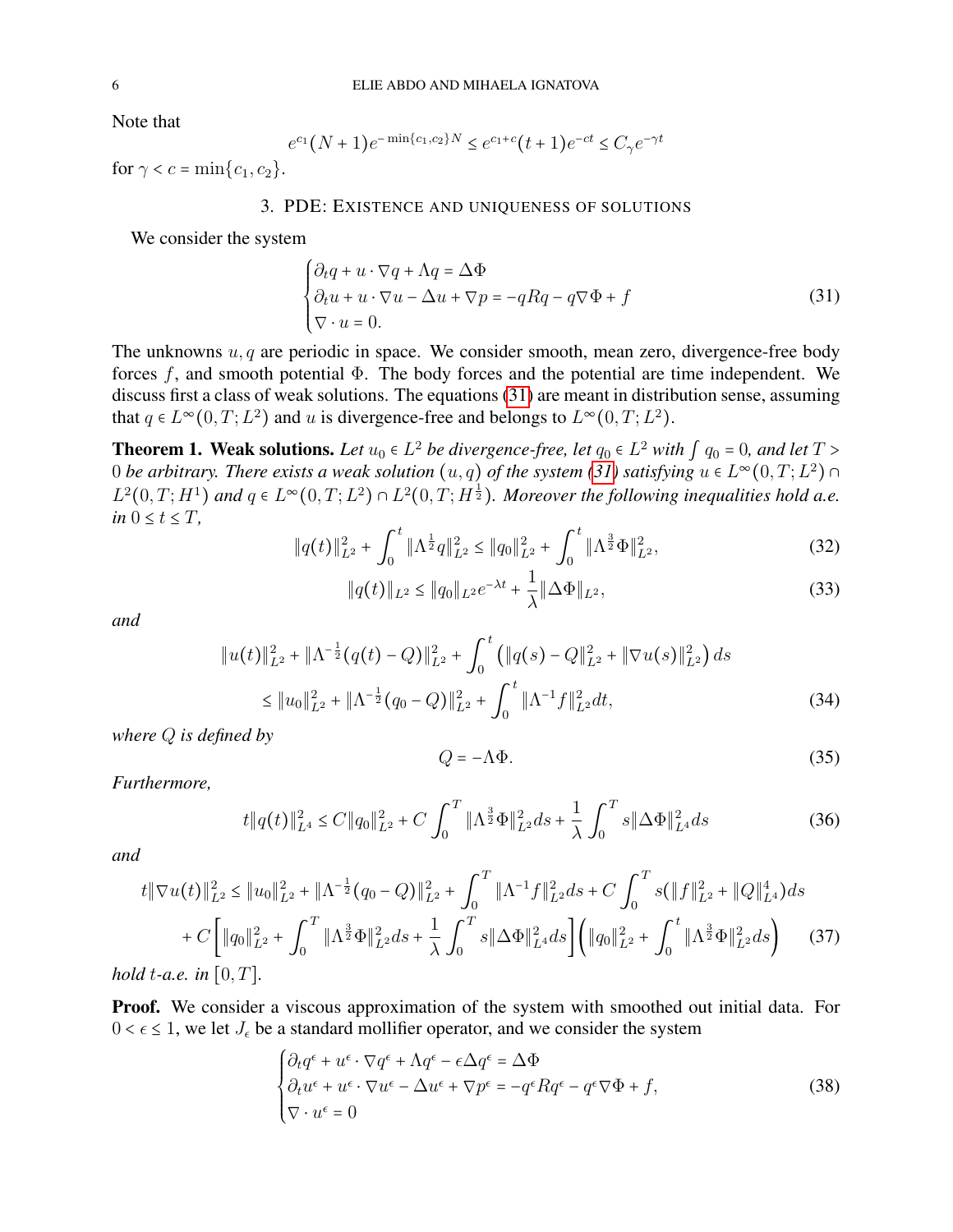Note that

$$e^{c_1}(N+1)e^{-\min\{c_1,c_2\}N} \le e^{c_1+c}(t+1)e^{-ct} \le C_\gamma e^{-\gamma t}$$

for $\gamma < c = \min\{c_1, c_2\}$.

## 3. PDE: Existence and uniqueness of solutions

We consider the system

$$\begin{cases} \partial_t q + u\cdot\nabla q + \Lambda q = \Delta\Phi \\ \partial_t u + u\cdot\nabla u - \Delta u + \nabla p = -qRq - q\nabla\Phi + f \\ \nabla\cdot u = 0. \end{cases} \tag{31}$$

The unknowns $u, q$ are periodic in space. We consider smooth, mean zero, divergence-free body forces $f$, and smooth potential $\Phi$. The body forces and the potential are time independent. We discuss first a class of weak solutions. The equations (31) are meant in distribution sense, assuming that $q \in L^\infty(0,T;L^2)$ and $u$ is divergence-free and belongs to $L^\infty(0,T;L^2)$.

**Theorem 1. Weak solutions.** *Let $u_0 \in L^2$ be divergence-free, let $q_0 \in L^2$ with $\int q_0 = 0$, and let $T > 0$ be arbitrary. There exists a weak solution $(u,q)$ of the system (31) satisfying $u \in L^\infty(0,T;L^2) \cap L^2(0,T;H^1)$ and $q \in L^\infty(0,T;L^2) \cap L^2(0,T;H^{\frac{1}{2}})$. Moreover the following inequalities hold a.e. in $0 \le t \le T$,*

$$\|q(t)\|_{L^2}^2 + \int_0^t \|\Lambda^{\frac{1}{2}} q\|_{L^2}^2 \le \|q_0\|_{L^2}^2 + \int_0^t \|\Lambda^{\frac{3}{2}}\Phi\|_{L^2}^2, \tag{32}$$

$$\|q(t)\|_{L^2} \le \|q_0\|_{L^2} e^{-\lambda t} + \frac{1}{\lambda}\|\Delta\Phi\|_{L^2}, \tag{33}$$

*and*

$$\begin{aligned} &\|u(t)\|_{L^2}^2 + \|\Lambda^{-\frac{1}{2}}(q(t)-Q)\|_{L^2}^2 + \int_0^t \left(\|q(s)-Q\|_{L^2}^2 + \|\nabla u(s)\|_{L^2}^2\right) ds \\ &\le \|u_0\|_{L^2}^2 + \|\Lambda^{-\frac{1}{2}}(q_0 - Q)\|_{L^2}^2 + \int_0^t \|\Lambda^{-1} f\|_{L^2}^2 dt, \end{aligned} \tag{34}$$

*where $Q$ is defined by*

$$Q = -\Lambda\Phi. \tag{35}$$

*Furthermore,*

$$t\|q(t)\|_{L^4}^2 \le C\|q_0\|_{L^2}^2 + C\int_0^T \|\Lambda^{\frac{3}{2}}\Phi\|_{L^2}^2 ds + \frac{1}{\lambda}\int_0^T s\|\Delta\Phi\|_{L^4}^2 ds \tag{36}$$

*and*

$$\begin{aligned} t\|\nabla u(t)\|_{L^2}^2 &\le \|u_0\|_{L^2}^2 + \|\Lambda^{-\frac{1}{2}}(q_0-Q)\|_{L^2}^2 + \int_0^T \|\Lambda^{-1}f\|_{L^2}^2 ds + C\int_0^T s(\|f\|_{L^2}^2 + \|Q\|_{L^4}^4) ds \\ &+ C\left[\|q_0\|_{L^2}^2 + \int_0^T \|\Lambda^{\frac{3}{2}}\Phi\|_{L^2}^2 ds + \frac{1}{\lambda}\int_0^T s\|\Delta\Phi\|_{L^4}^2 ds\right]\left(\|q_0\|_{L^2}^2 + \int_0^t \|\Lambda^{\frac{3}{2}}\Phi\|_{L^2}^2 ds\right) \end{aligned} \tag{37}$$

*hold $t$-a.e. in $[0,T]$.*

**Proof.** We consider a viscous approximation of the system with smoothed out initial data. For $0 < \epsilon \le 1$, we let $J_\epsilon$ be a standard mollifier operator, and we consider the system

$$\begin{cases} \partial_t q^\epsilon + u^\epsilon\cdot\nabla q^\epsilon + \Lambda q^\epsilon - \epsilon\Delta q^\epsilon = \Delta\Phi \\ \partial_t u^\epsilon + u^\epsilon\cdot\nabla u^\epsilon - \Delta u^\epsilon + \nabla p^\epsilon = -q^\epsilon R q^\epsilon - q^\epsilon\nabla\Phi + f, \\ \nabla\cdot u^\epsilon = 0 \end{cases} \tag{38}$$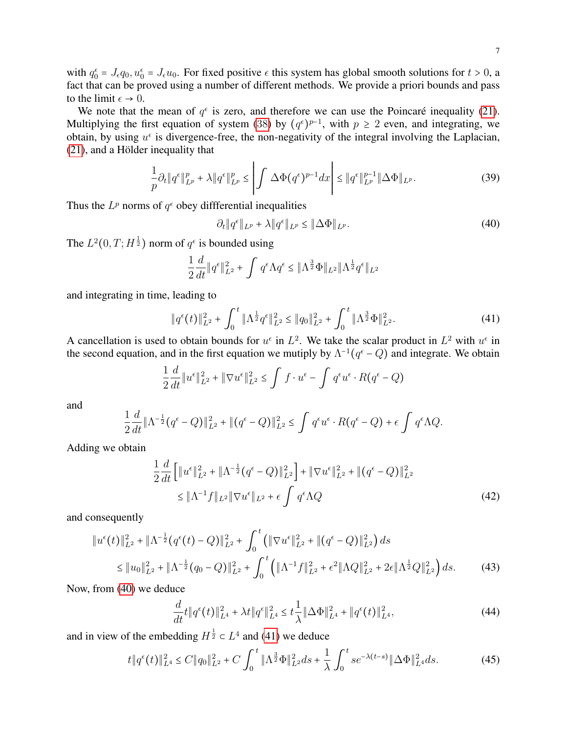with $q_0^\epsilon = J_\epsilon q_0, u_0^\epsilon = J_\epsilon u_0$. For fixed positive $\epsilon$ this system has global smooth solutions for $t > 0$, a fact that can be proved using a number of different methods. We provide a priori bounds and pass to the limit $\epsilon \to 0$.

We note that the mean of $q^\epsilon$ is zero, and therefore we can use the Poincaré inequality (21). Multiplying the first equation of system (38) by $(q^\epsilon)^{p-1}$, with $p \geq 2$ even, and integrating, we obtain, by using $u^\epsilon$ is divergence-free, the non-negativity of the integral involving the Laplacian, (21), and a Hölder inequality that

$$
\frac{1}{p}\partial_t \|q^\epsilon\|_{L^p}^p + \lambda \|q^\epsilon\|_{L^p}^p \leq \left| \int \Delta\Phi (q^\epsilon)^{p-1} dx \right| \leq \|q^\epsilon\|_{L^p}^{p-1} \|\Delta\Phi\|_{L^p}. \tag{39}
$$

Thus the $L^p$ norms of $q^\epsilon$ obey diffferential inequalities

$$
\partial_t \|q^\epsilon\|_{L^p} + \lambda \|q^\epsilon\|_{L^p} \leq \|\Delta\Phi\|_{L^p}. \tag{40}
$$

The $L^2(0,T;H^{\frac{1}{2}})$ norm of $q^\epsilon$ is bounded using

$$
\frac{1}{2}\frac{d}{dt}\|q^\epsilon\|_{L^2}^2 + \int q^\epsilon \Lambda q^\epsilon \leq \|\Lambda^{\frac{3}{2}}\Phi\|_{L^2}\|\Lambda^{\frac{1}{2}} q^\epsilon\|_{L^2}
$$

and integrating in time, leading to

$$
\|q^\epsilon(t)\|_{L^2}^2 + \int_0^t \|\Lambda^{\frac{1}{2}} q^\epsilon\|_{L^2}^2 \leq \|q_0\|_{L^2}^2 + \int_0^t \|\Lambda^{\frac{3}{2}}\Phi\|_{L^2}^2. \tag{41}
$$

A cancellation is used to obtain bounds for $u^\epsilon$ in $L^2$. We take the scalar product in $L^2$ with $u^\epsilon$ in the second equation, and in the first equation we mutiply by $\Lambda^{-1}(q^\epsilon - Q)$ and integrate. We obtain

$$
\frac{1}{2}\frac{d}{dt}\|u^\epsilon\|_{L^2}^2 + \|\nabla u^\epsilon\|_{L^2}^2 \leq \int f\cdot u^\epsilon - \int q^\epsilon u^\epsilon \cdot R(q^\epsilon - Q)
$$

and

$$
\frac{1}{2}\frac{d}{dt}\|\Lambda^{-\frac{1}{2}}(q^\epsilon - Q)\|_{L^2}^2 + \|(q^\epsilon - Q)\|_{L^2}^2 \leq \int q^\epsilon u^\epsilon \cdot R(q^\epsilon - Q) + \epsilon \int q^\epsilon \Lambda Q.
$$

Adding we obtain

$$
\begin{aligned}
&\frac{1}{2}\frac{d}{dt}\left[\|u^\epsilon\|_{L^2}^2 + \|\Lambda^{-\frac{1}{2}}(q^\epsilon - Q)\|_{L^2}^2\right] + \|\nabla u^\epsilon\|_{L^2}^2 + \|(q^\epsilon - Q)\|_{L^2}^2 \\
&\quad \leq \|\Lambda^{-1} f\|_{L^2}\|\nabla u^\epsilon\|_{L^2} + \epsilon\int q^\epsilon \Lambda Q
\end{aligned} \tag{42}
$$

and consequently

$$
\begin{aligned}
&\|u^\epsilon(t)\|_{L^2}^2 + \|\Lambda^{-\frac{1}{2}}(q^\epsilon(t) - Q)\|_{L^2}^2 + \int_0^t \left(\|\nabla u^\epsilon\|_{L^2}^2 + \|(q^\epsilon - Q)\|_{L^2}^2\right) ds \\
&\quad \leq \|u_0\|_{L^2}^2 + \|\Lambda^{-\frac{1}{2}}(q_0 - Q)\|_{L^2}^2 + \int_0^t \left(\|\Lambda^{-1} f\|_{L^2}^2 + \epsilon^2\|\Lambda Q\|_{L^2}^2 + 2\epsilon\|\Lambda^{\frac{1}{2}} Q\|_{L^2}^2\right) ds.
\end{aligned} \tag{43}
$$

Now, from (40) we deduce

$$
\frac{d}{dt} t\|q^\epsilon(t)\|_{L^4}^2 + \lambda t \|q^\epsilon\|_{L^4}^2 \leq t\frac{1}{\lambda}\|\Delta\Phi\|_{L^4}^2 + \|q^\epsilon(t)\|_{L^4}^2, \tag{44}
$$

and in view of the embedding $H^{\frac{1}{2}} \subset L^4$ and (41) we deduce

$$
t\|q^\epsilon(t)\|_{L^4}^2 \leq C\|q_0\|_{L^2}^2 + C\int_0^t \|\Lambda^{\frac{3}{2}}\Phi\|_{L^2}^2 ds + \frac{1}{\lambda}\int_0^t s e^{-\lambda(t-s)}\|\Delta\Phi\|_{L^4}^2 ds. \tag{45}
$$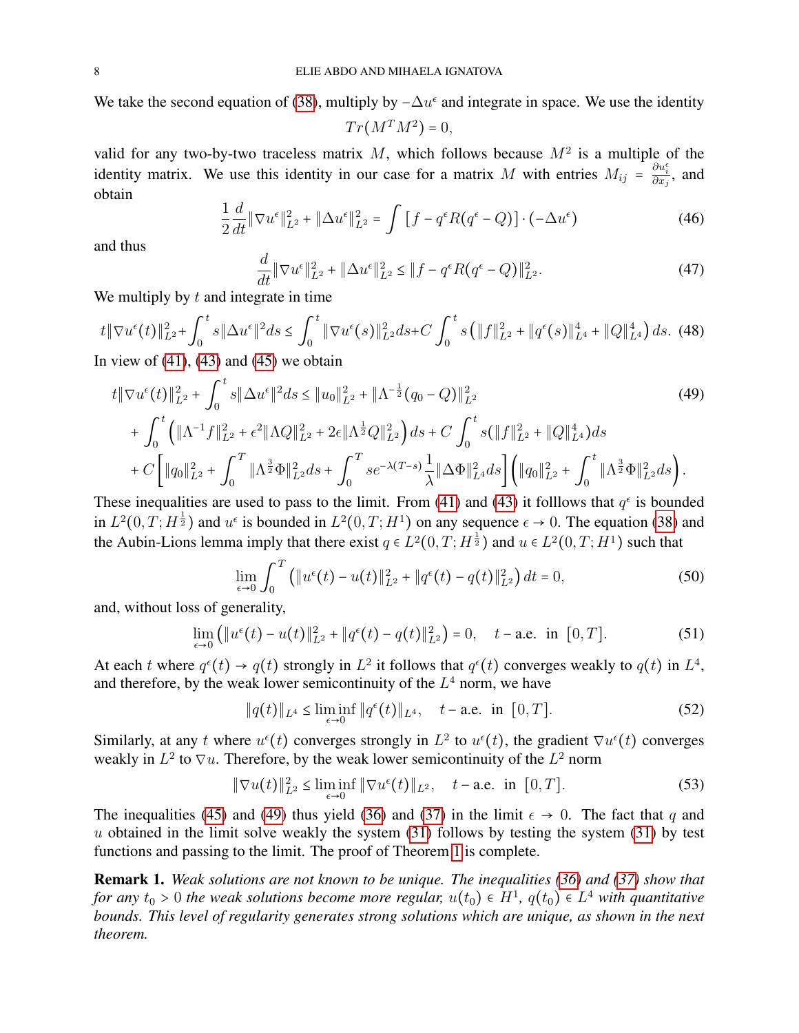We take the second equation of (38), multiply by $-\Delta u^\epsilon$ and integrate in space. We use the identity

$$Tr(M^T M^2) = 0,$$

valid for any two-by-two traceless matrix $M$, which follows because $M^2$ is a multiple of the identity matrix. We use this identity in our case for a matrix $M$ with entries $M_{ij} = \frac{\partial u_i^\epsilon}{\partial x_j}$, and obtain

$$\frac{1}{2}\frac{d}{dt}\|\nabla u^\epsilon\|_{L^2}^2 + \|\Delta u^\epsilon\|_{L^2}^2 = \int \left[f - q^\epsilon R(q^\epsilon - Q)\right]\cdot(-\Delta u^\epsilon) \tag{46}$$

and thus

$$\frac{d}{dt}\|\nabla u^\epsilon\|_{L^2}^2 + \|\Delta u^\epsilon\|_{L^2}^2 \le \|f - q^\epsilon R(q^\epsilon - Q)\|_{L^2}^2. \tag{47}$$

We multiply by $t$ and integrate in time

$$t\|\nabla u^\epsilon(t)\|_{L^2}^2 + \int_0^t s\|\Delta u^\epsilon\|^2 ds \le \int_0^t \|\nabla u^\epsilon(s)\|_{L^2}^2 ds + C\int_0^t s\left(\|f\|_{L^2}^2 + \|q^\epsilon(s)\|_{L^4}^4 + \|Q\|_{L^4}^4\right)ds. \tag{48}$$

In view of (41), (43) and (45) we obtain

$$\begin{aligned}
t\|\nabla u^\epsilon(t)\|_{L^2}^2 &+ \int_0^t s\|\Delta u^\epsilon\|^2 ds \le \|u_0\|_{L^2}^2 + \|\Lambda^{-\frac{1}{2}}(q_0 - Q)\|_{L^2}^2 \\
&+ \int_0^t \left(\|\Lambda^{-1} f\|_{L^2}^2 + \epsilon^2\|\Lambda Q\|_{L^2}^2 + 2\epsilon\|\Lambda^{\frac{1}{2}} Q\|_{L^2}^2\right)ds + C\int_0^t s(\|f\|_{L^2}^2 + \|Q\|_{L^4}^4)ds \\
&+ C\left[\|q_0\|_{L^2}^2 + \int_0^T \|\Lambda^{\frac{3}{2}}\Phi\|_{L^2}^2 ds + \int_0^T s e^{-\lambda(T-s)}\frac{1}{\lambda}\|\Delta\Phi\|_{L^4}^2 ds\right]\left(\|q_0\|_{L^2}^2 + \int_0^t \|\Lambda^{\frac{3}{2}}\Phi\|_{L^2}^2 ds\right).
\end{aligned} \tag{49}$$

These inequalities are used to pass to the limit. From (41) and (43) it folllows that $q^\epsilon$ is bounded in $L^2(0,T;H^{\frac{1}{2}})$ and $u^\epsilon$ is bounded in $L^2(0,T;H^1)$ on any sequence $\epsilon \to 0$. The equation (38) and the Aubin-Lions lemma imply that there exist $q \in L^2(0,T;H^{\frac{1}{2}})$ and $u \in L^2(0,T;H^1)$ such that

$$\lim_{\epsilon\to 0}\int_0^T \left(\|u^\epsilon(t) - u(t)\|_{L^2}^2 + \|q^\epsilon(t) - q(t)\|_{L^2}^2\right)dt = 0, \tag{50}$$

and, without loss of generality,

$$\lim_{\epsilon\to 0}\left(\|u^\epsilon(t) - u(t)\|_{L^2}^2 + \|q^\epsilon(t) - q(t)\|_{L^2}^2\right) = 0, \quad t-\text{a.e. in } [0,T]. \tag{51}$$

At each $t$ where $q^\epsilon(t) \to q(t)$ strongly in $L^2$ it follows that $q^\epsilon(t)$ converges weakly to $q(t)$ in $L^4$, and therefore, by the weak lower semicontinuity of the $L^4$ norm, we have

$$\|q(t)\|_{L^4} \le \liminf_{\epsilon\to 0}\|q^\epsilon(t)\|_{L^4}, \quad t-\text{a.e. in } [0,T]. \tag{52}$$

Similarly, at any $t$ where $u^\epsilon(t)$ converges strongly in $L^2$ to $u^\epsilon(t)$, the gradient $\nabla u^\epsilon(t)$ converges weakly in $L^2$ to $\nabla u$. Therefore, by the weak lower semicontinuity of the $L^2$ norm

$$\|\nabla u(t)\|_{L^2}^2 \le \liminf_{\epsilon\to 0}\|\nabla u^\epsilon(t)\|_{L^2}, \quad t-\text{a.e. in } [0,T]. \tag{53}$$

The inequalities (45) and (49) thus yield (36) and (37) in the limit $\epsilon \to 0$. The fact that $q$ and $u$ obtained in the limit solve weakly the system (31) follows by testing the system (31) by test functions and passing to the limit. The proof of Theorem 1 is complete.

**Remark 1.** *Weak solutions are not known to be unique. The inequalities (36) and (37) show that for any $t_0 > 0$ the weak solutions become more regular, $u(t_0) \in H^1$, $q(t_0) \in L^4$ with quantitative bounds. This level of regularity generates strong solutions which are unique, as shown in the next theorem.*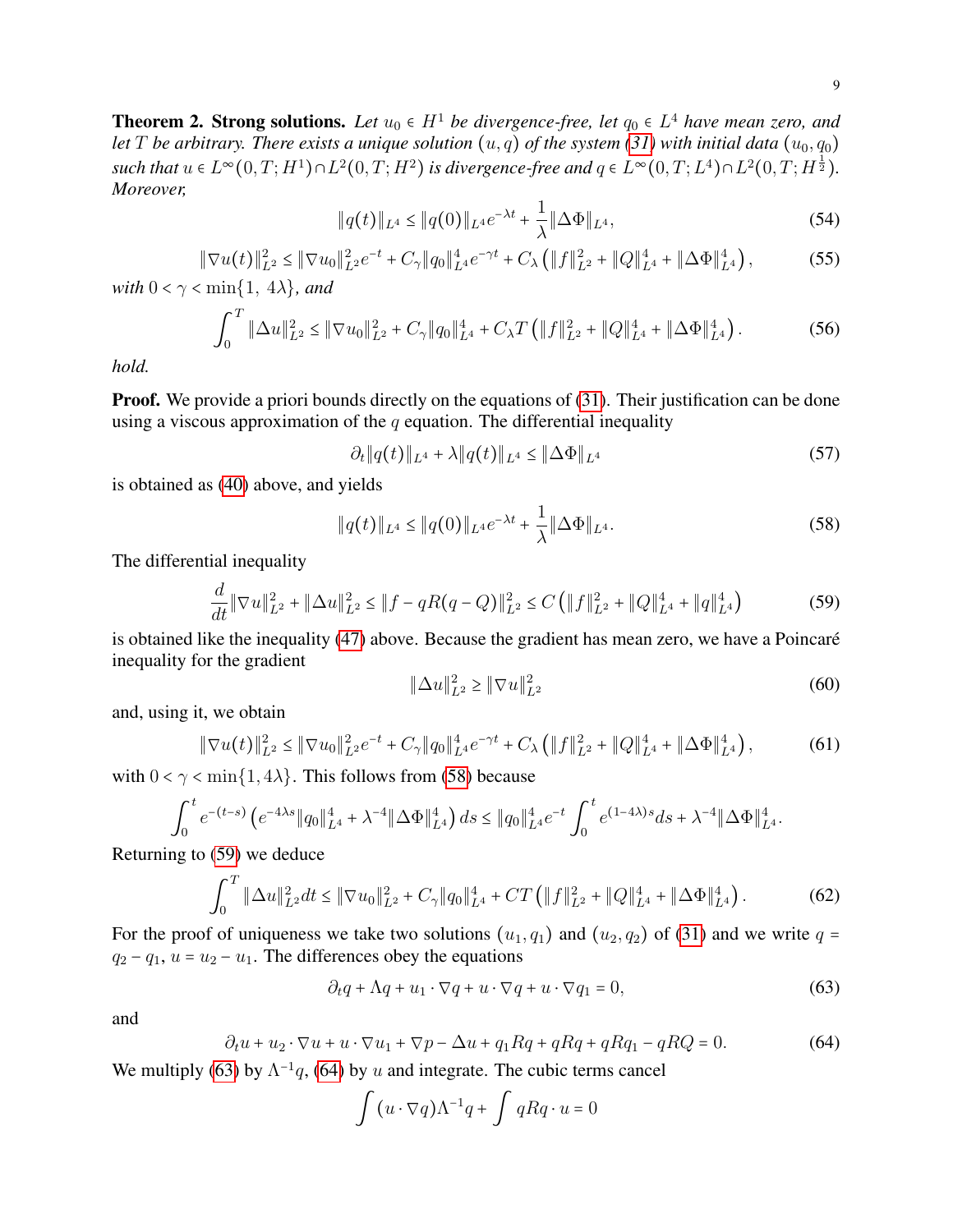**Theorem 2. Strong solutions.** *Let $u_0 \in H^1$ be divergence-free, let $q_0 \in L^4$ have mean zero, and let $T$ be arbitrary. There exists a unique solution $(u, q)$ of the system (31) with initial data $(u_0, q_0)$ such that $u \in L^\infty(0,T;H^1) \cap L^2(0,T;H^2)$ is divergence-free and $q \in L^\infty(0,T;L^4) \cap L^2(0,T;H^{\frac{1}{2}})$. Moreover,*

$$\|q(t)\|_{L^4} \le \|q(0)\|_{L^4} e^{-\lambda t} + \frac{1}{\lambda}\|\Delta\Phi\|_{L^4}, \tag{54}$$

$$\|\nabla u(t)\|_{L^2}^2 \le \|\nabla u_0\|_{L^2}^2 e^{-t} + C_\gamma \|q_0\|_{L^4}^4 e^{-\gamma t} + C_\lambda \left(\|f\|_{L^2}^2 + \|Q\|_{L^4}^4 + \|\Delta\Phi\|_{L^4}^4\right), \tag{55}$$

*with $0 < \gamma < \min\{1,\ 4\lambda\}$, and*

$$\int_0^T \|\Delta u\|_{L^2}^2 \le \|\nabla u_0\|_{L^2}^2 + C_\gamma \|q_0\|_{L^4}^4 + C_\lambda T\left(\|f\|_{L^2}^2 + \|Q\|_{L^4}^4 + \|\Delta\Phi\|_{L^4}^4\right). \tag{56}$$

*hold.*

**Proof.** We provide a priori bounds directly on the equations of (31). Their justification can be done using a viscous approximation of the $q$ equation. The differential inequality

$$\partial_t \|q(t)\|_{L^4} + \lambda \|q(t)\|_{L^4} \le \|\Delta\Phi\|_{L^4} \tag{57}$$

is obtained as (40) above, and yields

$$\|q(t)\|_{L^4} \le \|q(0)\|_{L^4} e^{-\lambda t} + \frac{1}{\lambda}\|\Delta\Phi\|_{L^4}. \tag{58}$$

The differential inequality

$$\frac{d}{dt}\|\nabla u\|_{L^2}^2 + \|\Delta u\|_{L^2}^2 \le \|f - qR(q-Q)\|_{L^2}^2 \le C\left(\|f\|_{L^2}^2 + \|Q\|_{L^4}^4 + \|q\|_{L^4}^4\right) \tag{59}$$

is obtained like the inequality (47) above. Because the gradient has mean zero, we have a Poincaré inequality for the gradient

$$\|\Delta u\|_{L^2}^2 \ge \|\nabla u\|_{L^2}^2 \tag{60}$$

and, using it, we obtain

$$\|\nabla u(t)\|_{L^2}^2 \le \|\nabla u_0\|_{L^2}^2 e^{-t} + C_\gamma \|q_0\|_{L^4}^4 e^{-\gamma t} + C_\lambda \left(\|f\|_{L^2}^2 + \|Q\|_{L^4}^4 + \|\Delta\Phi\|_{L^4}^4\right), \tag{61}$$

with $0 < \gamma < \min\{1, 4\lambda\}$. This follows from (58) because

$$\int_0^t e^{-(t-s)}\left(e^{-4\lambda s}\|q_0\|_{L^4}^4 + \lambda^{-4}\|\Delta\Phi\|_{L^4}^4\right) ds \le \|q_0\|_{L^4}^4 e^{-t}\int_0^t e^{(1-4\lambda)s} ds + \lambda^{-4}\|\Delta\Phi\|_{L^4}^4.$$

Returning to (59) we deduce

$$\int_0^T \|\Delta u\|_{L^2}^2 dt \le \|\nabla u_0\|_{L^2}^2 + C_\gamma \|q_0\|_{L^4}^4 + CT\left(\|f\|_{L^2}^2 + \|Q\|_{L^4}^4 + \|\Delta\Phi\|_{L^4}^4\right). \tag{62}$$

For the proof of uniqueness we take two solutions $(u_1, q_1)$ and $(u_2, q_2)$ of (31) and we write $q = q_2 - q_1$, $u = u_2 - u_1$. The differences obey the equations

$$\partial_t q + \Lambda q + u_1 \cdot \nabla q + u \cdot \nabla q + u \cdot \nabla q_1 = 0, \tag{63}$$

and

$$\partial_t u + u_2 \cdot \nabla u + u \cdot \nabla u_1 + \nabla p - \Delta u + q_1 Rq + qRq + qRq_1 - qRQ = 0. \tag{64}$$

We multiply (63) by $\Lambda^{-1}q$, (64) by $u$ and integrate. The cubic terms cancel

$$\int (u \cdot \nabla q)\Lambda^{-1} q + \int qRq \cdot u = 0$$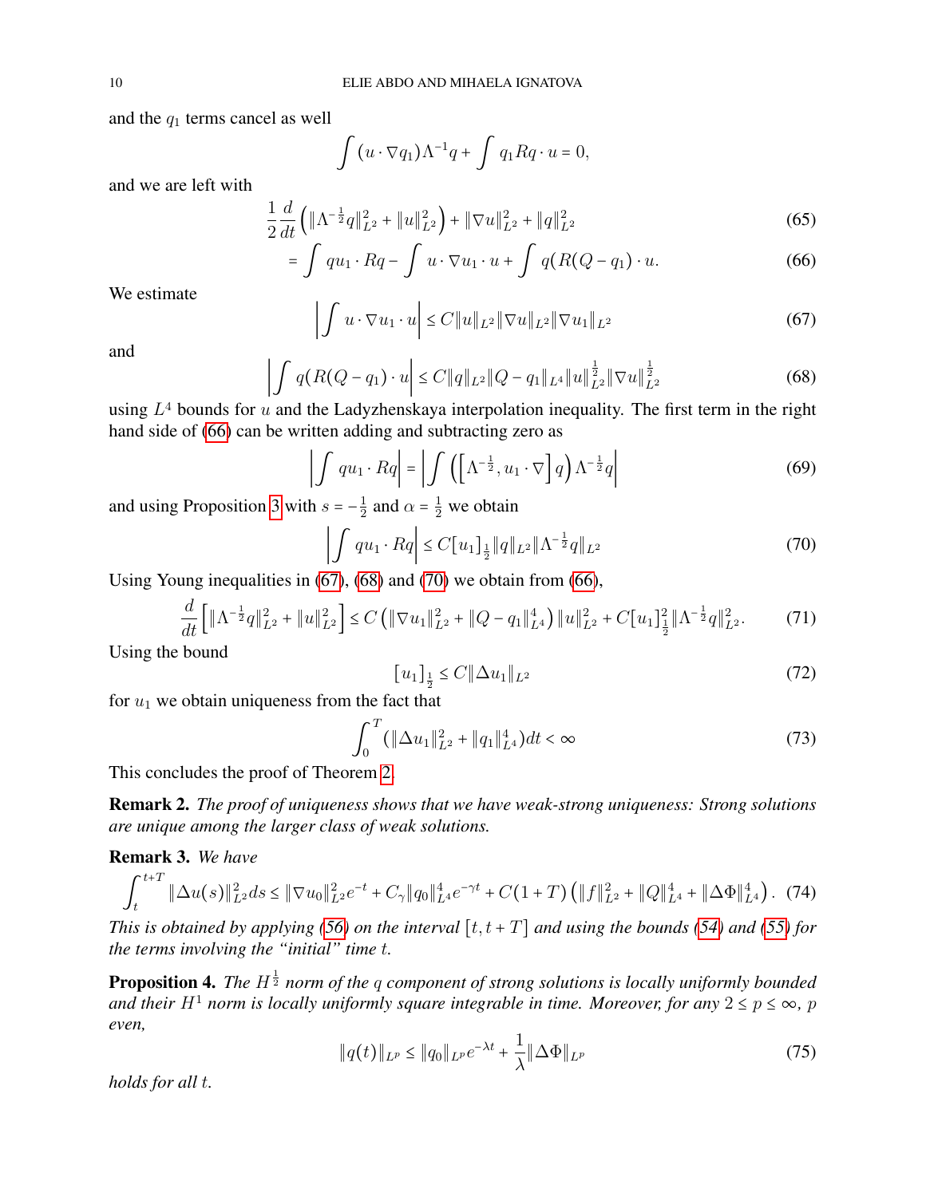and the $q_1$ terms cancel as well

$$\int (u \cdot \nabla q_1)\Lambda^{-1} q + \int q_1 R q \cdot u = 0,$$

and we are left with

$$\frac{1}{2}\frac{d}{dt}\left(\|\Lambda^{-\frac{1}{2}} q\|_{L^2}^2 + \|u\|_{L^2}^2\right) + \|\nabla u\|_{L^2}^2 + \|q\|_{L^2}^2 \tag{65}$$

$$= \int q u_1 \cdot Rq - \int u \cdot \nabla u_1 \cdot u + \int q(R(Q - q_1) \cdot u. \tag{66}$$

We estimate

$$\left|\int u \cdot \nabla u_1 \cdot u\right| \le C\|u\|_{L^2}\|\nabla u\|_{L^2}\|\nabla u_1\|_{L^2} \tag{67}$$

and

$$\left|\int q(R(Q - q_1) \cdot u\right| \le C\|q\|_{L^2}\|Q - q_1\|_{L^4}\|u\|_{L^2}^{\frac{1}{2}}\|\nabla u\|_{L^2}^{\frac{1}{2}} \tag{68}$$

using $L^4$ bounds for $u$ and the Ladyzhenskaya interpolation inequality. The first term in the right hand side of (66) can be written adding and subtracting zero as

$$\left|\int q u_1 \cdot Rq\right| = \left|\int \left(\left[\Lambda^{-\frac{1}{2}}, u_1 \cdot \nabla\right] q\right)\Lambda^{-\frac{1}{2}} q\right| \tag{69}$$

and using Proposition 3 with $s = -\frac{1}{2}$ and $\alpha = \frac{1}{2}$ we obtain

$$\left|\int q u_1 \cdot Rq\right| \le C[u_1]_{\frac{1}{2}}\|q\|_{L^2}\|\Lambda^{-\frac{1}{2}} q\|_{L^2} \tag{70}$$

Using Young inequalities in (67), (68) and (70) we obtain from (66),

$$\frac{d}{dt}\left[\|\Lambda^{-\frac{1}{2}} q\|_{L^2}^2 + \|u\|_{L^2}^2\right] \le C\left(\|\nabla u_1\|_{L^2}^2 + \|Q - q_1\|_{L^4}^4\right)\|u\|_{L^2}^2 + C[u_1]_{\frac{1}{2}}^2\|\Lambda^{-\frac{1}{2}} q\|_{L^2}^2. \tag{71}$$

Using the bound

$$[u_1]_{\frac{1}{2}} \le C\|\Delta u_1\|_{L^2} \tag{72}$$

for $u_1$ we obtain uniqueness from the fact that

$$\int_0^T (\|\Delta u_1\|_{L^2}^2 + \|q_1\|_{L^4}^4)dt < \infty \tag{73}$$

This concludes the proof of Theorem 2.

**Remark 2.** *The proof of uniqueness shows that we have weak-strong uniqueness: Strong solutions are unique among the larger class of weak solutions.*

**Remark 3.** *We have*

$$\int_t^{t+T} \|\Delta u(s)\|_{L^2}^2 ds \le \|\nabla u_0\|_{L^2}^2 e^{-t} + C_\gamma \|q_0\|_{L^4}^4 e^{-\gamma t} + C(1+T)\left(\|f\|_{L^2}^2 + \|Q\|_{L^4}^4 + \|\Delta\Phi\|_{L^4}^4\right). \tag{74}$$

*This is obtained by applying (56) on the interval $[t, t+T]$ and using the bounds (54) and (55) for the terms involving the "initial" time $t$.*

**Proposition 4.** *The $H^{\frac{1}{2}}$ norm of the $q$ component of strong solutions is locally uniformly bounded and their $H^1$ norm is locally uniformly square integrable in time. Moreover, for any $2 \le p \le \infty$, $p$ even,*

$$\|q(t)\|_{L^p} \le \|q_0\|_{L^p} e^{-\lambda t} + \frac{1}{\lambda}\|\Delta\Phi\|_{L^p} \tag{75}$$

*holds for all $t$.*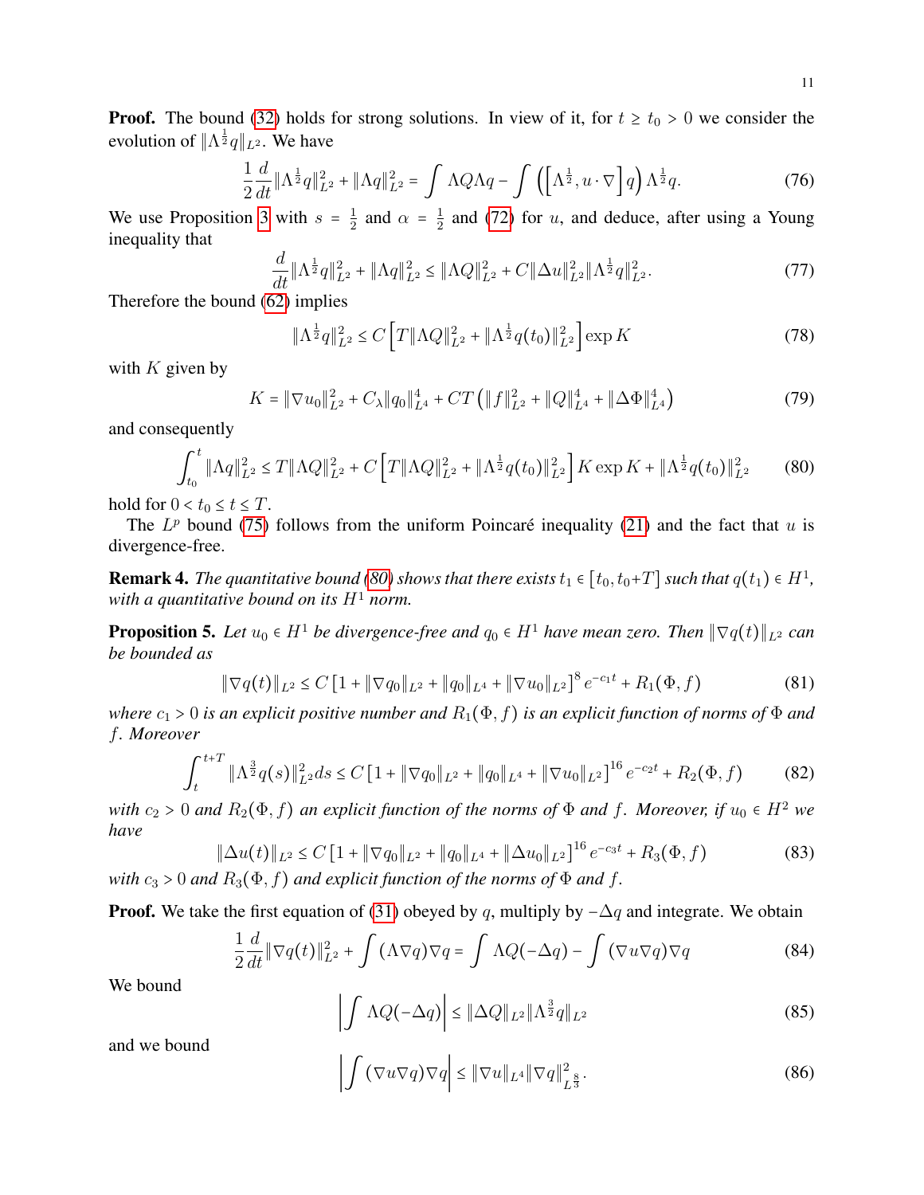**Proof.** The bound (32) holds for strong solutions. In view of it, for $t \geq t_0 > 0$ we consider the evolution of $\|\Lambda^{\frac{1}{2}} q\|_{L^2}$. We have

$$\frac{1}{2}\frac{d}{dt}\|\Lambda^{\frac{1}{2}}q\|_{L^2}^2 + \|\Lambda q\|_{L^2}^2 = \int \Lambda Q \Lambda q - \int \left( \left[ \Lambda^{\frac{1}{2}}, u \cdot \nabla \right] q \right) \Lambda^{\frac{1}{2}} q. \tag{76}$$

We use Proposition 3 with $s = \frac{1}{2}$ and $\alpha = \frac{1}{2}$ and (72) for $u$, and deduce, after using a Young inequality that

$$\frac{d}{dt}\|\Lambda^{\frac{1}{2}}q\|_{L^2}^2 + \|\Lambda q\|_{L^2}^2 \leq \|\Lambda Q\|_{L^2}^2 + C\|\Delta u\|_{L^2}^2 \|\Lambda^{\frac{1}{2}} q\|_{L^2}^2. \tag{77}$$

Therefore the bound (62) implies

$$\|\Lambda^{\frac{1}{2}}q\|_{L^2}^2 \leq C\left[ T\|\Lambda Q\|_{L^2}^2 + \|\Lambda^{\frac{1}{2}} q(t_0)\|_{L^2}^2 \right] \exp K \tag{78}$$

with $K$ given by

$$K = \|\nabla u_0\|_{L^2}^2 + C_\lambda \|q_0\|_{L^4}^4 + CT\left( \|f\|_{L^2}^2 + \|Q\|_{L^4}^4 + \|\Delta \Phi\|_{L^4}^4 \right) \tag{79}$$

and consequently

$$\int_{t_0}^t \|\Lambda q\|_{L^2}^2 \leq T\|\Lambda Q\|_{L^2}^2 + C\left[ T\|\Lambda Q\|_{L^2}^2 + \|\Lambda^{\frac{1}{2}} q(t_0)\|_{L^2}^2 \right] K \exp K + \|\Lambda^{\frac{1}{2}} q(t_0)\|_{L^2}^2 \tag{80}$$

hold for $0 < t_0 \leq t \leq T$.

The $L^p$ bound (75) follows from the uniform Poincaré inequality (21) and the fact that $u$ is divergence-free.

**Remark 4.** *The quantitative bound (80) shows that there exists $t_1 \in [t_0, t_0 + T]$ such that $q(t_1) \in H^1$, with a quantitative bound on its $H^1$ norm.*

**Proposition 5.** *Let $u_0 \in H^1$ be divergence-free and $q_0 \in H^1$ have mean zero. Then $\|\nabla q(t)\|_{L^2}$ can be bounded as*

$$\|\nabla q(t)\|_{L^2} \leq C\left[ 1 + \|\nabla q_0\|_{L^2} + \|q_0\|_{L^4} + \|\nabla u_0\|_{L^2} \right]^8 e^{-c_1 t} + R_1(\Phi, f) \tag{81}$$

*where $c_1 > 0$ is an explicit positive number and $R_1(\Phi, f)$ is an explicit function of norms of $\Phi$ and $f$. Moreover*

$$\int_t^{t+T} \|\Lambda^{\frac{3}{2}} q(s)\|_{L^2}^2 ds \leq C\left[ 1 + \|\nabla q_0\|_{L^2} + \|q_0\|_{L^4} + \|\nabla u_0\|_{L^2} \right]^{16} e^{-c_2 t} + R_2(\Phi, f) \tag{82}$$

*with $c_2 > 0$ and $R_2(\Phi, f)$ an explicit function of the norms of $\Phi$ and $f$. Moreover, if $u_0 \in H^2$ we have*

$$\|\Delta u(t)\|_{L^2} \leq C\left[ 1 + \|\nabla q_0\|_{L^2} + \|q_0\|_{L^4} + \|\Delta u_0\|_{L^2} \right]^{16} e^{-c_3 t} + R_3(\Phi, f) \tag{83}$$

*with $c_3 > 0$ and $R_3(\Phi, f)$ and explicit function of the norms of $\Phi$ and $f$.*

**Proof.** We take the first equation of (31) obeyed by $q$, multiply by $-\Delta q$ and integrate. We obtain

$$\frac{1}{2}\frac{d}{dt}\|\nabla q(t)\|_{L^2}^2 + \int (\Lambda \nabla q)\nabla q = \int \Lambda Q(-\Delta q) - \int (\nabla u \nabla q)\nabla q \tag{84}$$

We bound

$$\left| \int \Lambda Q(-\Delta q) \right| \leq \|\Delta Q\|_{L^2} \|\Lambda^{\frac{3}{2}} q\|_{L^2} \tag{85}$$

and we bound

$$\left| \int (\nabla u \nabla q)\nabla q \right| \leq \|\nabla u\|_{L^4} \|\nabla q\|_{L^{\frac{8}{3}}}^2. \tag{86}$$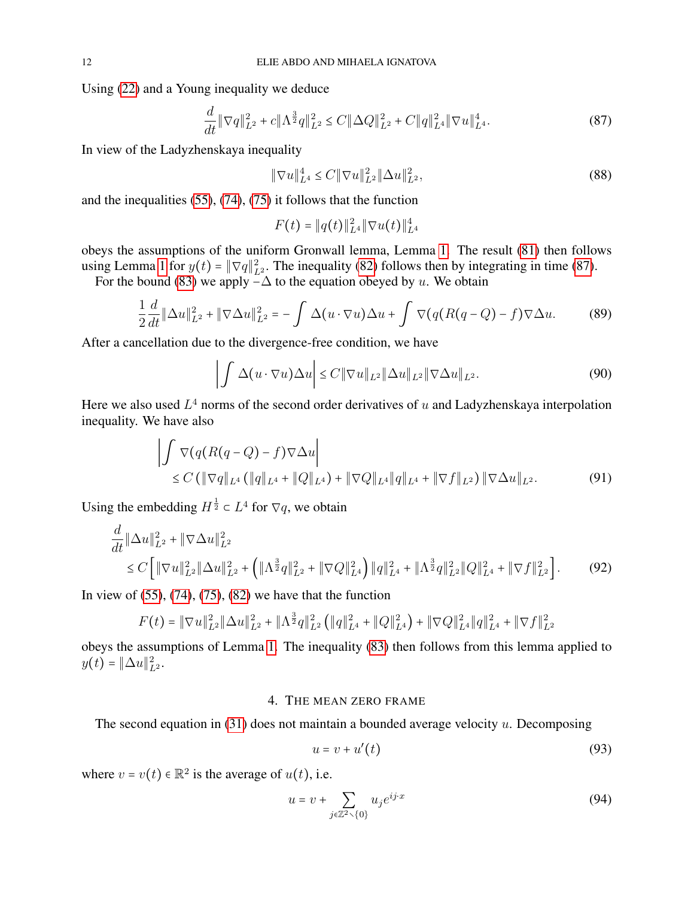Using (22) and a Young inequality we deduce

$$\frac{d}{dt}\|\nabla q\|_{L^2}^2 + c\|\Lambda^{\frac{3}{2}} q\|_{L^2}^2 \le C\|\Delta Q\|_{L^2}^2 + C\|q\|_{L^4}^2\|\nabla u\|_{L^4}^4. \tag{87}$$

In view of the Ladyzhenskaya inequality

$$\|\nabla u\|_{L^4}^4 \le C\|\nabla u\|_{L^2}^2\|\Delta u\|_{L^2}^2, \tag{88}$$

and the inequalities (55), (74), (75) it follows that the function

$$F(t) = \|q(t)\|_{L^4}^2\|\nabla u(t)\|_{L^4}^4$$

obeys the assumptions of the uniform Gronwall lemma, Lemma 1. The result (81) then follows using Lemma 1 for $y(t) = \|\nabla q\|_{L^2}^2$. The inequality (82) follows then by integrating in time (87).

For the bound (83) we apply $-\Delta$ to the equation obeyed by $u$. We obtain

$$\frac{1}{2}\frac{d}{dt}\|\Delta u\|_{L^2}^2 + \|\nabla \Delta u\|_{L^2}^2 = -\int \Delta(u\cdot\nabla u)\Delta u + \int \nabla(q(R(q-Q)-f)\nabla\Delta u. \tag{89}$$

After a cancellation due to the divergence-free condition, we have

$$\left|\int \Delta(u\cdot\nabla u)\Delta u\right| \le C\|\nabla u\|_{L^2}\|\Delta u\|_{L^2}\|\nabla\Delta u\|_{L^2}. \tag{90}$$

Here we also used $L^4$ norms of the second order derivatives of $u$ and Ladyzhenskaya interpolation inequality. We have also

$$\begin{aligned}
&\left|\int \nabla(q(R(q-Q)-f)\nabla\Delta u\right| \\
&\quad\le C\left(\|\nabla q\|_{L^4}\left(\|q\|_{L^4} + \|Q\|_{L^4}\right) + \|\nabla Q\|_{L^4}\|q\|_{L^4} + \|\nabla f\|_{L^2}\right)\|\nabla\Delta u\|_{L^2}.
\end{aligned} \tag{91}$$

Using the embedding $H^{\frac{1}{2}} \subset L^4$ for $\nabla q$, we obtain

$$\begin{aligned}
&\frac{d}{dt}\|\Delta u\|_{L^2}^2 + \|\nabla\Delta u\|_{L^2}^2 \\
&\le C\left[\|\nabla u\|_{L^2}^2\|\Delta u\|_{L^2}^2 + \left(\|\Lambda^{\frac{3}{2}} q\|_{L^2}^2 + \|\nabla Q\|_{L^4}^2\right)\|q\|_{L^4}^2 + \|\Lambda^{\frac{3}{2}} q\|_{L^2}^2\|Q\|_{L^4}^2 + \|\nabla f\|_{L^2}^2\right].
\end{aligned} \tag{92}$$

In view of (55), (74), (75), (82) we have that the function

$$F(t) = \|\nabla u\|_{L^2}^2\|\Delta u\|_{L^2}^2 + \|\Lambda^{\frac{3}{2}} q\|_{L^2}^2\left(\|q\|_{L^4}^2 + \|Q\|_{L^4}^2\right) + \|\nabla Q\|_{L^4}^2\|q\|_{L^4}^2 + \|\nabla f\|_{L^2}^2$$

obeys the assumptions of Lemma 1. The inequality (83) then follows from this lemma applied to $y(t) = \|\Delta u\|_{L^2}^2$.

## 4. The mean zero frame

The second equation in (31) does not maintain a bounded average velocity $u$. Decomposing

$$u = v + u'(t) \tag{93}$$

where $v = v(t) \in \mathbb{R}^2$ is the average of $u(t)$, i.e.

$$u = v + \sum_{j\in\mathbb{Z}^2\setminus\{0\}} u_j e^{ij\cdot x} \tag{94}$$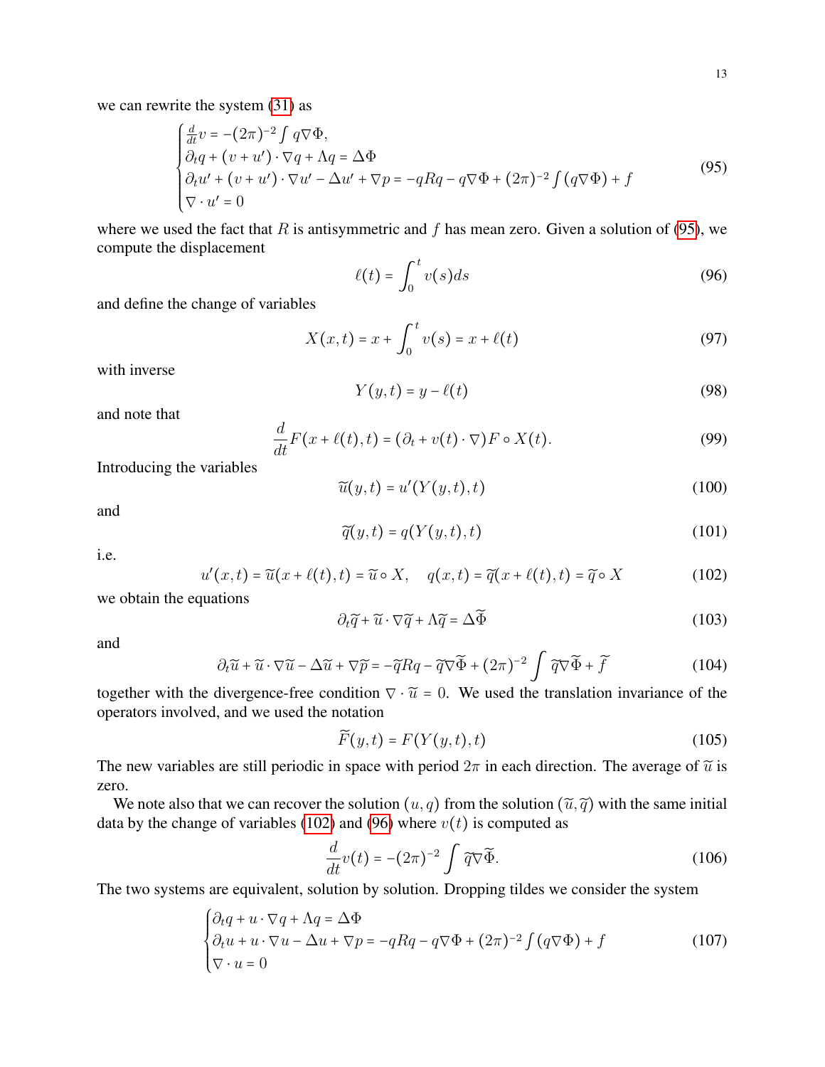we can rewrite the system (31) as

$$
\begin{cases}
\frac{d}{dt}v = -(2\pi)^{-2}\int q\nabla\Phi, \\
\partial_t q + (v+u')\cdot\nabla q + \Lambda q = \Delta\Phi \\
\partial_t u' + (v+u')\cdot\nabla u' - \Delta u' + \nabla p = -qRq - q\nabla\Phi + (2\pi)^{-2}\int(q\nabla\Phi) + f \\
\nabla\cdot u' = 0
\end{cases}
\tag{95}
$$

where we used the fact that $R$ is antisymmetric and $f$ has mean zero. Given a solution of (95), we compute the displacement

$$
\ell(t) = \int_0^t v(s)ds \tag{96}
$$

and define the change of variables

$$
X(x,t) = x + \int_0^t v(s) = x + \ell(t) \tag{97}
$$

with inverse

$$
Y(y,t) = y - \ell(t) \tag{98}
$$

and note that

$$
\frac{d}{dt}F(x+\ell(t),t) = (\partial_t + v(t)\cdot\nabla)F\circ X(t). \tag{99}
$$

Introducing the variables

$$
\widetilde{u}(y,t) = u'(Y(y,t),t) \tag{100}
$$

and

$$
\widetilde{q}(y,t) = q(Y(y,t),t) \tag{101}
$$

i.e.

$$
u'(x,t) = \widetilde{u}(x+\ell(t),t) = \widetilde{u}\circ X, \quad q(x,t) = \widetilde{q}(x+\ell(t),t) = \widetilde{q}\circ X \tag{102}
$$

we obtain the equations

$$
\partial_t\widetilde{q} + \widetilde{u}\cdot\nabla\widetilde{q} + \Lambda\widetilde{q} = \Delta\widetilde{\Phi} \tag{103}
$$

and

$$
\partial_t\widetilde{u} + \widetilde{u}\cdot\nabla\widetilde{u} - \Delta\widetilde{u} + \nabla\widetilde{p} = -\widetilde{q}R\widetilde{q} - \widetilde{q}\nabla\widetilde{\Phi} + (2\pi)^{-2}\int\widetilde{q}\nabla\widetilde{\Phi} + \widetilde{f} \tag{104}
$$

together with the divergence-free condition $\nabla\cdot\widetilde{u} = 0$. We used the translation invariance of the operators involved, and we used the notation

$$
\widetilde{F}(y,t) = F(Y(y,t),t) \tag{105}
$$

The new variables are still periodic in space with period $2\pi$ in each direction. The average of $\widetilde{u}$ is zero.

We note also that we can recover the solution $(u,q)$ from the solution $(\widetilde{u},\widetilde{q})$ with the same initial data by the change of variables (102) and (96) where $v(t)$ is computed as

$$
\frac{d}{dt}v(t) = -(2\pi)^{-2}\int\widetilde{q}\nabla\widetilde{\Phi}. \tag{106}
$$

The two systems are equivalent, solution by solution. Dropping tildes we consider the system

$$
\begin{cases}
\partial_t q + u\cdot\nabla q + \Lambda q = \Delta\Phi \\
\partial_t u + u\cdot\nabla u - \Delta u + \nabla p = -qRq - q\nabla\Phi + (2\pi)^{-2}\int(q\nabla\Phi) + f \\
\nabla\cdot u = 0
\end{cases}
\tag{107}
$$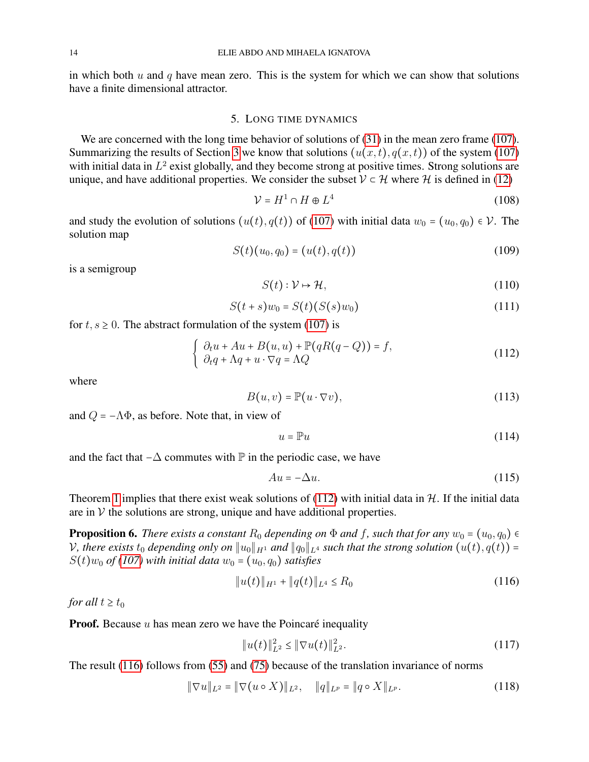in which both $u$ and $q$ have mean zero. This is the system for which we can show that solutions have a finite dimensional attractor.

## 5. Long time dynamics

We are concerned with the long time behavior of solutions of (31) in the mean zero frame (107). Summarizing the results of Section 3 we know that solutions $(u(x,t), q(x,t))$ of the system (107) with initial data in $L^2$ exist globally, and they become strong at positive times. Strong solutions are unique, and have additional properties. We consider the subset $\mathcal{V} \subset \mathcal{H}$ where $\mathcal{H}$ is defined in (12)

$$\mathcal{V} = H^1 \cap H \oplus L^4 \tag{108}$$

and study the evolution of solutions $(u(t), q(t))$ of (107) with initial data $w_0 = (u_0, q_0) \in \mathcal{V}$. The solution map

$$S(t)(u_0, q_0) = (u(t), q(t)) \tag{109}$$

is a semigroup

$$S(t) : \mathcal{V} \mapsto \mathcal{H}, \tag{110}$$

$$S(t+s)w_0 = S(t)(S(s)w_0) \tag{111}$$

for $t, s \geq 0$. The abstract formulation of the system (107) is

$$\begin{cases} \partial_t u + Au + B(u,u) + \mathbb{P}(qR(q-Q)) = f, \\ \partial_t q + \Lambda q + u \cdot \nabla q = \Lambda Q \end{cases} \tag{112}$$

where

$$B(u,v) = \mathbb{P}(u \cdot \nabla v), \tag{113}$$

and $Q = -\Lambda \Phi$, as before. Note that, in view of

$$u = \mathbb{P}u \tag{114}$$

and the fact that $-\Delta$ commutes with $\mathbb{P}$ in the periodic case, we have

$$Au = -\Delta u. \tag{115}$$

Theorem 1 implies that there exist weak solutions of (112) with initial data in $\mathcal{H}$. If the initial data are in $\mathcal{V}$ the solutions are strong, unique and have additional properties.

**Proposition 6.** *There exists a constant $R_0$ depending on $\Phi$ and $f$, such that for any $w_0 = (u_0, q_0) \in \mathcal{V}$, there exists $t_0$ depending only on $\|u_0\|_{H^1}$ and $\|q_0\|_{L^4}$ such that the strong solution $(u(t), q(t)) = S(t)w_0$ of (107) with initial data $w_0 = (u_0, q_0)$ satisfies*

$$\|u(t)\|_{H^1} + \|q(t)\|_{L^4} \leq R_0 \tag{116}$$

*for all $t \geq t_0$*

**Proof.** Because $u$ has mean zero we have the Poincaré inequality

$$\|u(t)\|_{L^2}^2 \leq \|\nabla u(t)\|_{L^2}^2. \tag{117}$$

The result (116) follows from (55) and (75) because of the translation invariance of norms

$$\|\nabla u\|_{L^2} = \|\nabla (u \circ X)\|_{L^2}, \quad \|q\|_{L^p} = \|q \circ X\|_{L^p}. \tag{118}$$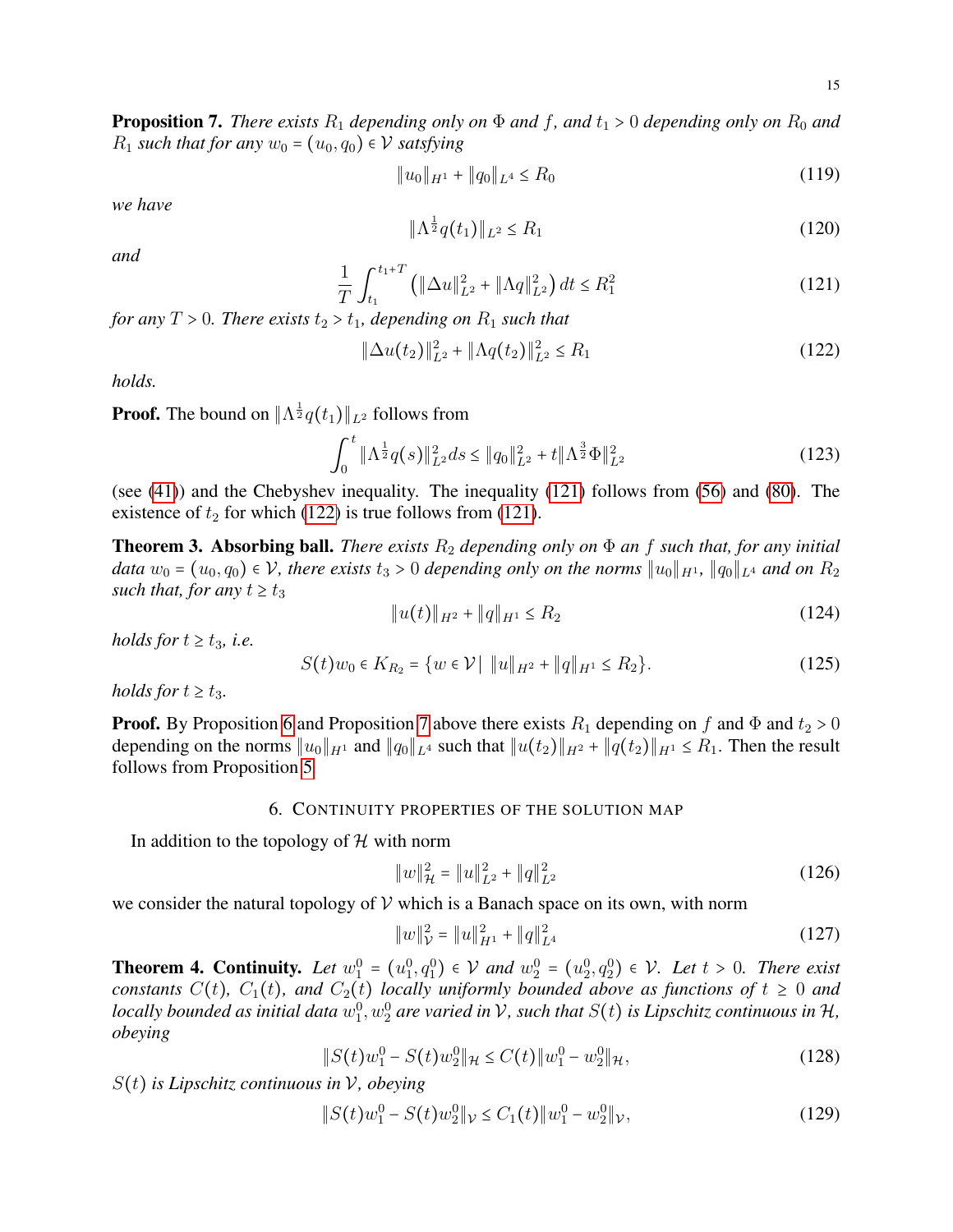**Proposition 7.** *There exists $R_1$ depending only on $\Phi$ and $f$, and $t_1 > 0$ depending only on $R_0$ and $R_1$ such that for any $w_0 = (u_0, q_0) \in \mathcal{V}$ satsfying*

$$\|u_0\|_{H^1} + \|q_0\|_{L^4} \le R_0 \tag{119}$$

*we have*

$$\|\Lambda^{\frac{1}{2}} q(t_1)\|_{L^2} \le R_1 \tag{120}$$

*and*

$$\frac{1}{T}\int_{t_1}^{t_1+T} \left(\|\Delta u\|_{L^2}^2 + \|\Lambda q\|_{L^2}^2\right) dt \le R_1^2 \tag{121}$$

*for any $T > 0$. There exists $t_2 > t_1$, depending on $R_1$ such that*

$$\|\Delta u(t_2)\|_{L^2}^2 + \|\Lambda q(t_2)\|_{L^2}^2 \le R_1 \tag{122}$$

*holds.*

**Proof.** The bound on $\|\Lambda^{\frac{1}{2}} q(t_1)\|_{L^2}$ follows from

$$\int_0^t \|\Lambda^{\frac{1}{2}} q(s)\|_{L^2}^2 ds \le \|q_0\|_{L^2}^2 + t\|\Lambda^{\frac{3}{2}}\Phi\|_{L^2}^2 \tag{123}$$

(see (41)) and the Chebyshev inequality. The inequality (121) follows from (56) and (80). The existence of $t_2$ for which (122) is true follows from (121).

**Theorem 3. Absorbing ball.** *There exists $R_2$ depending only on $\Phi$ an $f$ such that, for any initial data $w_0 = (u_0, q_0) \in \mathcal{V}$, there exists $t_3 > 0$ depending only on the norms $\|u_0\|_{H^1}$, $\|q_0\|_{L^4}$ and on $R_2$ such that, for any $t \ge t_3$*

$$\|u(t)\|_{H^2} + \|q\|_{H^1} \le R_2 \tag{124}$$

*holds for $t \ge t_3$, i.e.*

$$S(t)w_0 \in K_{R_2} = \{w \in \mathcal{V} \mid \ \|u\|_{H^2} + \|q\|_{H^1} \le R_2\}. \tag{125}$$

*holds for $t \ge t_3$.*

**Proof.** By Proposition 6 and Proposition 7 above there exists $R_1$ depending on $f$ and $\Phi$ and $t_2 > 0$ depending on the norms $\|u_0\|_{H^1}$ and $\|q_0\|_{L^4}$ such that $\|u(t_2)\|_{H^2} + \|q(t_2)\|_{H^1} \le R_1$. Then the result follows from Proposition 5.

## 6. Continuity properties of the solution map

In addition to the topology of $\mathcal{H}$ with norm

$$\|w\|_{\mathcal{H}}^2 = \|u\|_{L^2}^2 + \|q\|_{L^2}^2 \tag{126}$$

we consider the natural topology of $\mathcal{V}$ which is a Banach space on its own, with norm

$$\|w\|_{\mathcal{V}}^2 = \|u\|_{H^1}^2 + \|q\|_{L^4}^2 \tag{127}$$

**Theorem 4. Continuity.** *Let $w_1^0 = (u_1^0, q_1^0) \in \mathcal{V}$ and $w_2^0 = (u_2^0, q_2^0) \in \mathcal{V}$. Let $t > 0$. There exist constants $C(t)$, $C_1(t)$, and $C_2(t)$ locally uniformly bounded above as functions of $t \ge 0$ and locally bounded as initial data $w_1^0, w_2^0$ are varied in $\mathcal{V}$, such that $S(t)$ is Lipschitz continuous in $\mathcal{H}$, obeying*

$$\|S(t)w_1^0 - S(t)w_2^0\|_{\mathcal{H}} \le C(t)\|w_1^0 - w_2^0\|_{\mathcal{H}}, \tag{128}$$

*$S(t)$ is Lipschitz continuous in $\mathcal{V}$, obeying*

$$\|S(t)w_1^0 - S(t)w_2^0\|_{\mathcal{V}} \le C_1(t)\|w_1^0 - w_2^0\|_{\mathcal{V}}, \tag{129}$$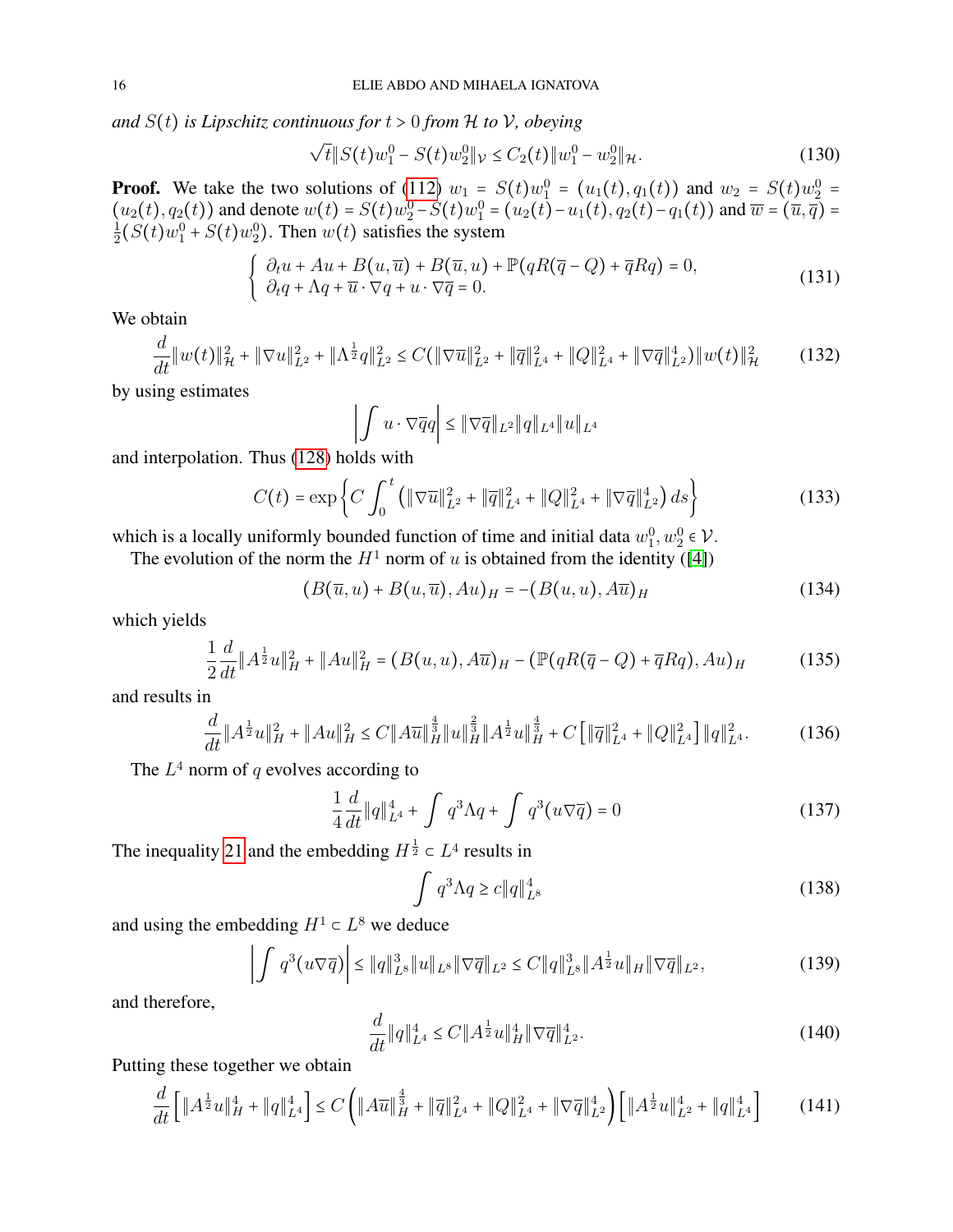*and $S(t)$ is Lipschitz continuous for $t > 0$ from $\mathcal{H}$ to $\mathcal{V}$, obeying*

$$\sqrt{t}\|S(t)w_1^0 - S(t)w_2^0\|_{\mathcal{V}} \le C_2(t)\|w_1^0 - w_2^0\|_{\mathcal{H}}. \tag{130}$$

**Proof.** We take the two solutions of (112) $w_1 = S(t)w_1^0 = (u_1(t), q_1(t))$ and $w_2 = S(t)w_2^0 = (u_2(t), q_2(t))$ and denote $w(t) = S(t)w_2^0 - S(t)w_1^0 = (u_2(t) - u_1(t), q_2(t) - q_1(t))$ and $\overline{w} = (\overline{u}, \overline{q}) = \frac{1}{2}(S(t)w_1^0 + S(t)w_2^0)$. Then $w(t)$ satisfies the system

$$\begin{cases} \partial_t u + Au + B(u, \overline{u}) + B(\overline{u}, u) + \mathbb{P}(qR(\overline{q} - Q) + \overline{q}Rq) = 0, \\ \partial_t q + \Lambda q + \overline{u} \cdot \nabla q + u \cdot \nabla \overline{q} = 0. \end{cases} \tag{131}$$

We obtain

$$\frac{d}{dt}\|w(t)\|_{\mathcal{H}}^2 + \|\nabla u\|_{L^2}^2 + \|\Lambda^{\frac{1}{2}} q\|_{L^2}^2 \le C\big(\|\nabla \overline{u}\|_{L^2}^2 + \|\overline{q}\|_{L^4}^2 + \|Q\|_{L^4}^2 + \|\nabla \overline{q}\|_{L^2}^4\big)\|w(t)\|_{\mathcal{H}}^2 \tag{132}$$

by using estimates

$$\left|\int u \cdot \nabla \overline{q} q\right| \le \|\nabla \overline{q}\|_{L^2}\|q\|_{L^4}\|u\|_{L^4}$$

and interpolation. Thus (128) holds with

$$C(t) = \exp\left\{C\int_0^t \left(\|\nabla \overline{u}\|_{L^2}^2 + \|\overline{q}\|_{L^4}^2 + \|Q\|_{L^4}^2 + \|\nabla \overline{q}\|_{L^2}^4\right) ds\right\} \tag{133}$$

which is a locally uniformly bounded function of time and initial data $w_1^0, w_2^0 \in \mathcal{V}$.

The evolution of the norm the $H^1$ norm of $u$ is obtained from the identity ([4])

$$(B(\overline{u}, u) + B(u, \overline{u}), Au)_H = -(B(u, u), A\overline{u})_H \tag{134}$$

which yields

$$\frac{1}{2}\frac{d}{dt}\|A^{\frac{1}{2}} u\|_H^2 + \|Au\|_H^2 = (B(u,u), A\overline{u})_H - (\mathbb{P}(qR(\overline{q} - Q) + \overline{q}Rq), Au)_H \tag{135}$$

and results in

$$\frac{d}{dt}\|A^{\frac{1}{2}} u\|_H^2 + \|Au\|_H^2 \le C\|A\overline{u}\|_H^{\frac{4}{3}}\|u\|_H^{\frac{2}{3}}\|A^{\frac{1}{2}}u\|_H^{\frac{4}{3}} + C\left[\|\overline{q}\|_{L^4}^2 + \|Q\|_{L^4}^2\right]\|q\|_{L^4}^2. \tag{136}$$

The $L^4$ norm of $q$ evolves according to

$$\frac{1}{4}\frac{d}{dt}\|q\|_{L^4}^4 + \int q^3 \Lambda q + \int q^3(u\nabla \overline{q}) = 0 \tag{137}$$

The inequality 21 and the embedding $H^{\frac{1}{2}} \subset L^4$ results in

$$\int q^3 \Lambda q \ge c\|q\|_{L^8}^4 \tag{138}$$

and using the embedding $H^1 \subset L^8$ we deduce

$$\left|\int q^3(u\nabla \overline{q})\right| \le \|q\|_{L^8}^3\|u\|_{L^8}\|\nabla \overline{q}\|_{L^2} \le C\|q\|_{L^8}^3\|A^{\frac{1}{2}}u\|_H\|\nabla \overline{q}\|_{L^2}, \tag{139}$$

and therefore,

$$\frac{d}{dt}\|q\|_{L^4}^4 \le C\|A^{\frac{1}{2}}u\|_H^4\|\nabla \overline{q}\|_{L^2}^4. \tag{140}$$

Putting these together we obtain

$$\frac{d}{dt}\left[\|A^{\frac{1}{2}}u\|_H^4 + \|q\|_{L^4}^4\right] \le C\left(\|A\overline{u}\|_H^{\frac{4}{3}} + \|\overline{q}\|_{L^4}^2 + \|Q\|_{L^4}^2 + \|\nabla \overline{q}\|_{L^2}^4\right)\left[\|A^{\frac{1}{2}}u\|_{L^2}^4 + \|q\|_{L^4}^4\right] \tag{141}$$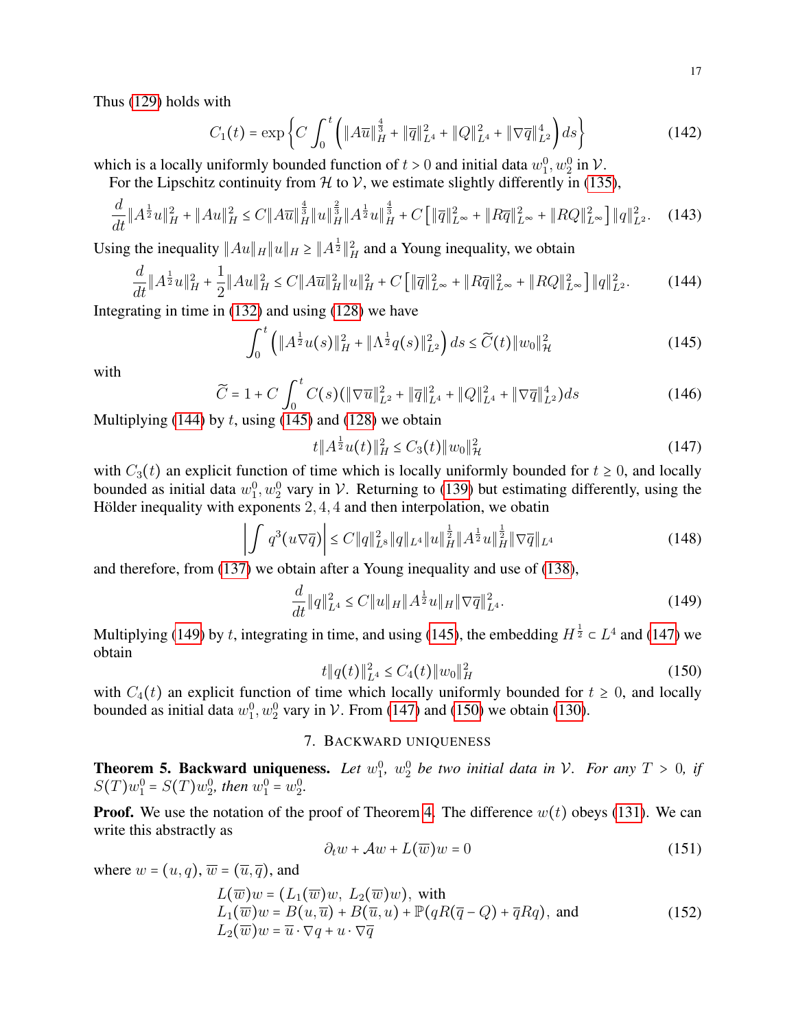Thus (129) holds with

$$C_1(t) = \exp\left\{C\int_0^t \left(\|A\overline{u}\|_H^{\frac{4}{3}} + \|\overline{q}\|_{L^4}^2 + \|Q\|_{L^4}^2 + \|\nabla\overline{q}\|_{L^2}^4\right)ds\right\} \tag{142}$$

which is a locally uniformly bounded function of $t > 0$ and initial data $w_1^0, w_2^0$ in $\mathcal{V}$.

For the Lipschitz continuity from $\mathcal{H}$ to $\mathcal{V}$, we estimate slightly differently in (135),

$$\frac{d}{dt}\|A^{\frac{1}{2}}u\|_H^2 + \|Au\|_H^2 \le C\|A\overline{u}\|_H^{\frac{4}{3}}\|u\|_H^{\frac{2}{3}}\|A^{\frac{1}{2}}u\|_H^{\frac{4}{3}} + C\left[\|\overline{q}\|_{L^\infty}^2 + \|R\overline{q}\|_{L^\infty}^2 + \|RQ\|_{L^\infty}^2\right]\|q\|_{L^2}^2. \tag{143}$$

Using the inequality $\|Au\|_H\|u\|_H \ge \|A^{\frac{1}{2}}\|_H^2$ and a Young inequality, we obtain

$$\frac{d}{dt}\|A^{\frac{1}{2}}u\|_H^2 + \frac{1}{2}\|Au\|_H^2 \le C\|A\overline{u}\|_H^2\|u\|_H^2 + C\left[\|\overline{q}\|_{L^\infty}^2 + \|R\overline{q}\|_{L^\infty}^2 + \|RQ\|_{L^\infty}^2\right]\|q\|_{L^2}^2. \tag{144}$$

Integrating in time in (132) and using (128) we have

$$\int_0^t \left(\|A^{\frac{1}{2}}u(s)\|_H^2 + \|\Lambda^{\frac{1}{2}}q(s)\|_{L^2}^2\right)ds \le \widetilde{C}(t)\|w_0\|_{\mathcal{H}}^2 \tag{145}$$

with

$$\widetilde{C} = 1 + C\int_0^t C(s)(\|\nabla\overline{u}\|_{L^2}^2 + \|\overline{q}\|_{L^4}^2 + \|Q\|_{L^4}^2 + \|\nabla\overline{q}\|_{L^2}^4)ds \tag{146}$$

Multiplying (144) by $t$, using (145) and (128) we obtain

$$t\|A^{\frac{1}{2}}u(t)\|_H^2 \le C_3(t)\|w_0\|_{\mathcal{H}}^2 \tag{147}$$

with $C_3(t)$ an explicit function of time which is locally uniformly bounded for $t \ge 0$, and locally bounded as initial data $w_1^0, w_2^0$ vary in $\mathcal{V}$. Returning to (139) but estimating differently, using the Hölder inequality with exponents $2, 4, 4$ and then interpolation, we obatin

$$\left|\int q^3(u\nabla\overline{q})\right| \le C\|q\|_{L^8}^2\|q\|_{L^4}\|u\|_H^{\frac{1}{2}}\|A^{\frac{1}{2}}u\|_H^{\frac{1}{2}}\|\nabla\overline{q}\|_{L^4} \tag{148}$$

and therefore, from (137) we obtain after a Young inequality and use of (138),

$$\frac{d}{dt}\|q\|_{L^4}^2 \le C\|u\|_H\|A^{\frac{1}{2}}u\|_H\|\nabla\overline{q}\|_{L^4}^2. \tag{149}$$

Multiplying (149) by $t$, integrating in time, and using (145), the embedding $H^{\frac{1}{2}} \subset L^4$ and (147) we obtain

$$t\|q(t)\|_{L^4}^2 \le C_4(t)\|w_0\|_H^2 \tag{150}$$

with $C_4(t)$ an explicit function of time which locally uniformly bounded for $t \ge 0$, and locally bounded as initial data $w_1^0, w_2^0$ vary in $\mathcal{V}$. From (147) and (150) we obtain (130).

## 7. Backward uniqueness

**Theorem 5. Backward uniqueness.** *Let $w_1^0$, $w_2^0$ be two initial data in $\mathcal{V}$. For any $T > 0$, if $S(T)w_1^0 = S(T)w_2^0$, then $w_1^0 = w_2^0$.*

**Proof.** We use the notation of the proof of Theorem 4. The difference $w(t)$ obeys (131). We can write this abstractly as

$$\partial_t w + \mathcal{A}w + L(\overline{w})w = 0 \tag{151}$$

where $w = (u, q)$, $\overline{w} = (\overline{u}, \overline{q})$, and

$$\begin{aligned}
&L(\overline{w})w = (L_1(\overline{w})w,\ L_2(\overline{w})w), \text{ with}\\
&L_1(\overline{w})w = B(u,\overline{u}) + B(\overline{u},u) + \mathbb{P}(qR(\overline{q} - Q) + \overline{q}Rq), \text{ and}\\
&L_2(\overline{w})w = \overline{u}\cdot\nabla q + u\cdot\nabla\overline{q}
\end{aligned} \tag{152}$$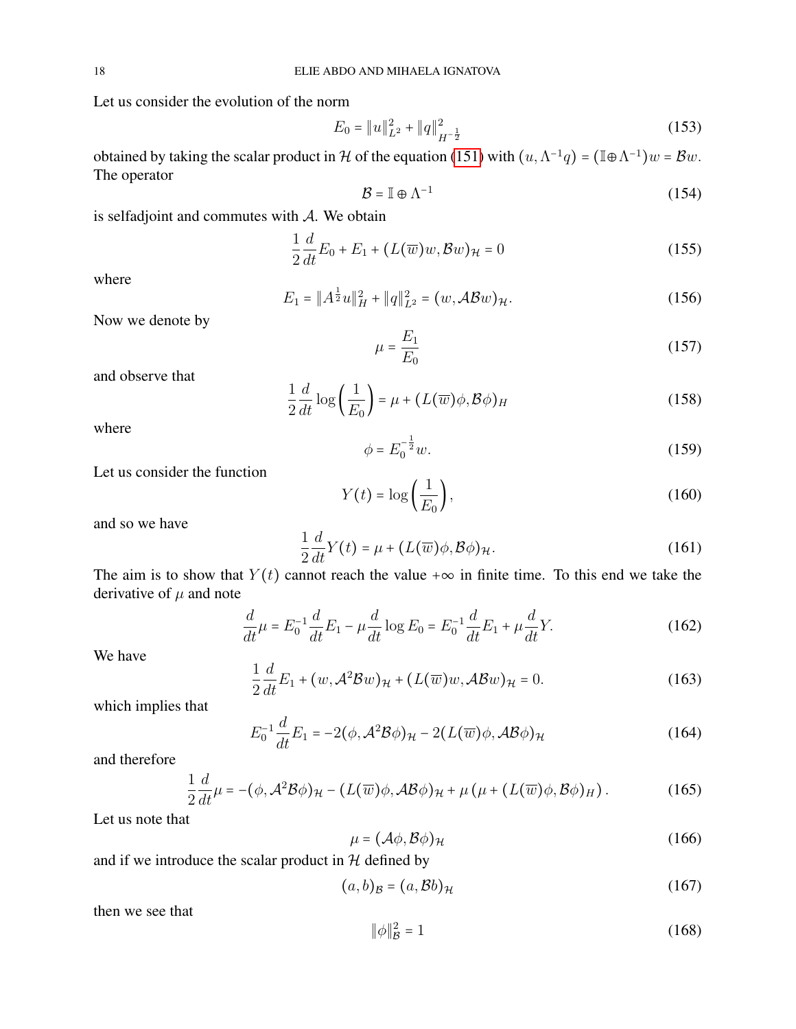Let us consider the evolution of the norm

$$E_0 = \|u\|_{L^2}^2 + \|q\|_{H^{-\frac{1}{2}}}^2 \tag{153}$$

obtained by taking the scalar product in $\mathcal{H}$ of the equation (151) with $(u, \Lambda^{-1}q) = (\mathbb{I} \oplus \Lambda^{-1})w = \mathcal{B}w$. The operator

$$\mathcal{B} = \mathbb{I} \oplus \Lambda^{-1} \tag{154}$$

is selfadjoint and commutes with $\mathcal{A}$. We obtain

$$\frac{1}{2}\frac{d}{dt}E_0 + E_1 + (L(\overline{w})w, \mathcal{B}w)_{\mathcal{H}} = 0 \tag{155}$$

where

$$E_1 = \|A^{\frac{1}{2}}u\|_H^2 + \|q\|_{L^2}^2 = (w, \mathcal{A}\mathcal{B}w)_{\mathcal{H}}. \tag{156}$$

Now we denote by

$$\mu = \frac{E_1}{E_0} \tag{157}$$

and observe that

$$\frac{1}{2}\frac{d}{dt}\log\left(\frac{1}{E_0}\right) = \mu + (L(\overline{w})\phi, \mathcal{B}\phi)_H \tag{158}$$

where

$$\phi = E_0^{-\frac{1}{2}}w. \tag{159}$$

Let us consider the function

$$Y(t) = \log\left(\frac{1}{E_0}\right), \tag{160}$$

and so we have

$$\frac{1}{2}\frac{d}{dt}Y(t) = \mu + (L(\overline{w})\phi, \mathcal{B}\phi)_{\mathcal{H}}. \tag{161}$$

The aim is to show that $Y(t)$ cannot reach the value $+\infty$ in finite time. To this end we take the derivative of $\mu$ and note

$$\frac{d}{dt}\mu = E_0^{-1}\frac{d}{dt}E_1 - \mu\frac{d}{dt}\log E_0 = E_0^{-1}\frac{d}{dt}E_1 + \mu\frac{d}{dt}Y. \tag{162}$$

We have

$$\frac{1}{2}\frac{d}{dt}E_1 + (w, \mathcal{A}^2\mathcal{B}w)_{\mathcal{H}} + (L(\overline{w})w, \mathcal{A}\mathcal{B}w)_{\mathcal{H}} = 0. \tag{163}$$

which implies that

$$E_0^{-1}\frac{d}{dt}E_1 = -2(\phi, \mathcal{A}^2\mathcal{B}\phi)_{\mathcal{H}} - 2(L(\overline{w})\phi, \mathcal{A}\mathcal{B}\phi)_{\mathcal{H}} \tag{164}$$

and therefore

$$\frac{1}{2}\frac{d}{dt}\mu = -(\phi, \mathcal{A}^2\mathcal{B}\phi)_{\mathcal{H}} - (L(\overline{w})\phi, \mathcal{A}\mathcal{B}\phi)_{\mathcal{H}} + \mu\left(\mu + (L(\overline{w})\phi, \mathcal{B}\phi)_H\right). \tag{165}$$

Let us note that

$$\mu = (\mathcal{A}\phi, \mathcal{B}\phi)_{\mathcal{H}} \tag{166}$$

and if we introduce the scalar product in $\mathcal{H}$ defined by

$$(a, b)_{\mathcal{B}} = (a, \mathcal{B}b)_{\mathcal{H}} \tag{167}$$

then we see that

$$\|\phi\|_{\mathcal{B}}^2 = 1 \tag{168}$$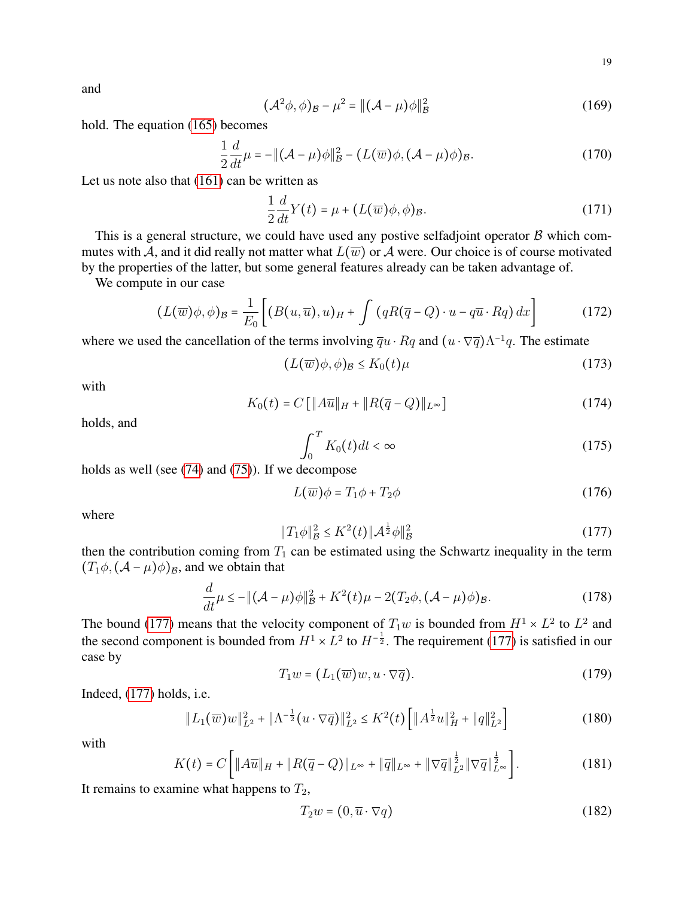and

$$(\mathcal{A}^2\phi,\phi)_{\mathcal{B}} - \mu^2 = \|(\mathcal{A}-\mu)\phi\|_{\mathcal{B}}^2 \tag{169}$$

hold. The equation (165) becomes

$$\frac{1}{2}\frac{d}{dt}\mu = -\|(\mathcal{A}-\mu)\phi\|_{\mathcal{B}}^2 - (L(\overline{w})\phi,(\mathcal{A}-\mu)\phi)_{\mathcal{B}}. \tag{170}$$

Let us note also that (161) can be written as

$$\frac{1}{2}\frac{d}{dt}Y(t) = \mu + (L(\overline{w})\phi,\phi)_{\mathcal{B}}. \tag{171}$$

This is a general structure, we could have used any postive selfadjoint operator $\mathcal{B}$ which commutes with $\mathcal{A}$, and it did really not matter what $L(\overline{w})$ or $\mathcal{A}$ were. Our choice is of course motivated by the properties of the latter, but some general features already can be taken advantage of.

We compute in our case

$$(L(\overline{w})\phi,\phi)_{\mathcal{B}} = \frac{1}{E_0}\left[(B(u,\overline{u}),u)_H + \int (qR(\overline{q}-Q)\cdot u - q\overline{u}\cdot Rq)\,dx\right] \tag{172}$$

where we used the cancellation of the terms involving $\overline{q}u\cdot Rq$ and $(u\cdot\nabla\overline{q})\Lambda^{-1}q$. The estimate

$$(L(\overline{w})\phi,\phi)_{\mathcal{B}} \le K_0(t)\mu \tag{173}$$

with

$$K_0(t) = C\left[\|A\overline{u}\|_H + \|R(\overline{q}-Q)\|_{L^\infty}\right] \tag{174}$$

holds, and

$$\int_0^T K_0(t)dt < \infty \tag{175}$$

holds as well (see (74) and (75)). If we decompose

$$L(\overline{w})\phi = T_1\phi + T_2\phi \tag{176}$$

where

$$\|T_1\phi\|_{\mathcal{B}}^2 \le K^2(t)\|\mathcal{A}^{\frac{1}{2}}\phi\|_{\mathcal{B}}^2 \tag{177}$$

then the contribution coming from $T_1$ can be estimated using the Schwartz inequality in the term $(T_1\phi,(\mathcal{A}-\mu)\phi)_{\mathcal{B}}$, and we obtain that

$$\frac{d}{dt}\mu \le -\|(\mathcal{A}-\mu)\phi\|_{\mathcal{B}}^2 + K^2(t)\mu - 2(T_2\phi,(\mathcal{A}-\mu)\phi)_{\mathcal{B}}. \tag{178}$$

The bound (177) means that the velocity component of $T_1w$ is bounded from $H^1\times L^2$ to $L^2$ and the second component is bounded from $H^1\times L^2$ to $H^{-\frac{1}{2}}$. The requirement (177) is satisfied in our case by

$$T_1w = (L_1(\overline{w})w, u\cdot\nabla\overline{q}). \tag{179}$$

Indeed, (177) holds, i.e.

$$\|L_1(\overline{w})w\|_{L^2}^2 + \|\Lambda^{-\frac{1}{2}}(u\cdot\nabla\overline{q})\|_{L^2}^2 \le K^2(t)\left[\|A^{\frac{1}{2}}u\|_H^2 + \|q\|_{L^2}^2\right] \tag{180}$$

with

$$K(t) = C\left[\|A\overline{u}\|_H + \|R(\overline{q}-Q)\|_{L^\infty} + \|\overline{q}\|_{L^\infty} + \|\nabla\overline{q}\|_{L^2}^{\frac{1}{2}}\|\nabla\overline{q}\|_{L^\infty}^{\frac{1}{2}}\right]. \tag{181}$$

It remains to examine what happens to $T_2$,

$$T_2w = (0,\overline{u}\cdot\nabla q) \tag{182}$$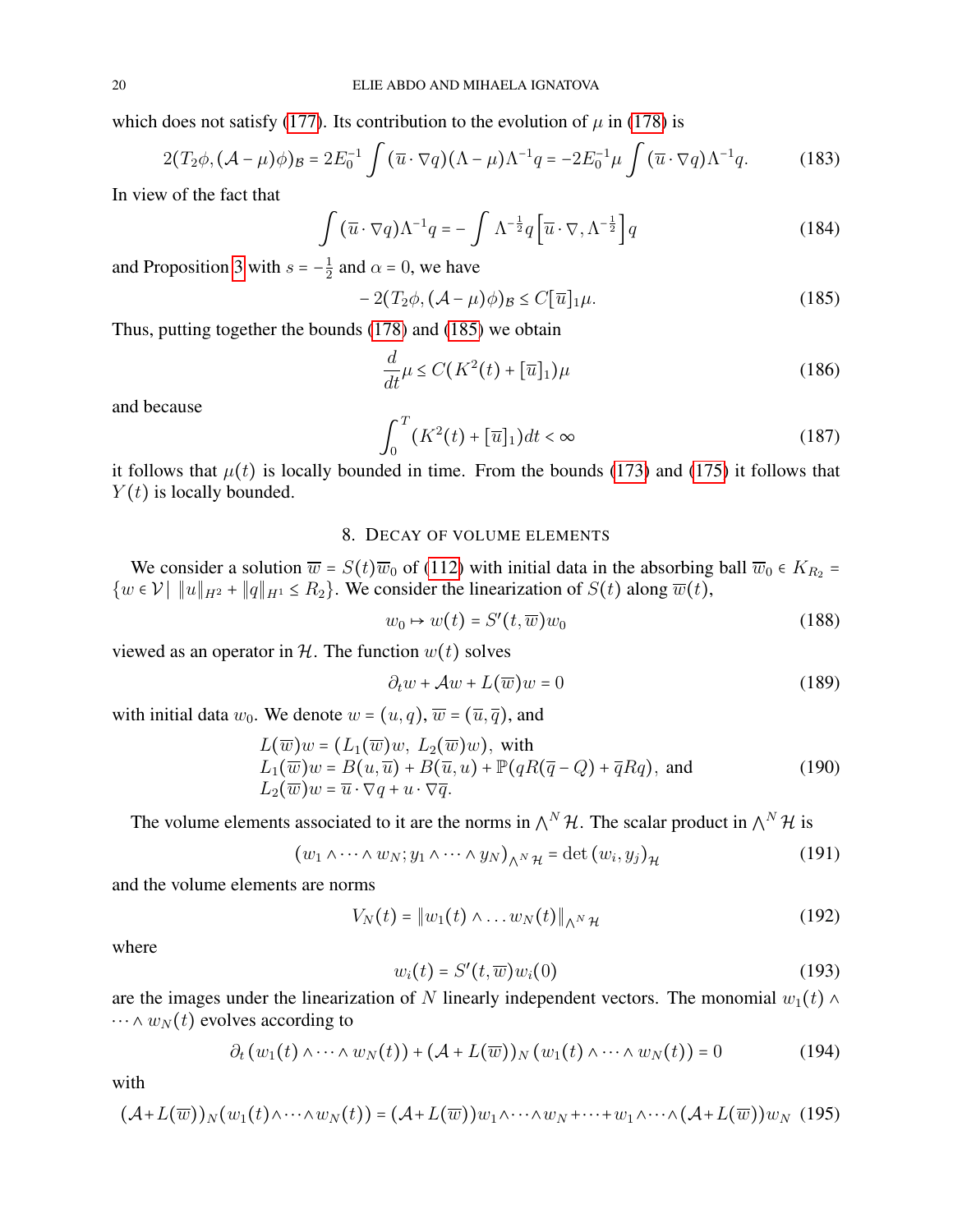which does not satisfy (177). Its contribution to the evolution of $\mu$ in (178) is

$$2(T_2\phi, (\mathcal{A}-\mu)\phi)_{\mathcal{B}} = 2E_0^{-1}\int (\overline{u}\cdot\nabla q)(\Lambda-\mu)\Lambda^{-1}q = -2E_0^{-1}\mu\int(\overline{u}\cdot\nabla q)\Lambda^{-1}q. \tag{183}$$

In view of the fact that

$$\int(\overline{u}\cdot\nabla q)\Lambda^{-1}q = -\int \Lambda^{-\frac{1}{2}}q\left[\overline{u}\cdot\nabla, \Lambda^{-\frac{1}{2}}\right]q \tag{184}$$

and Proposition 3 with $s = -\frac{1}{2}$ and $\alpha = 0$, we have

$$-2(T_2\phi, (\mathcal{A}-\mu)\phi)_{\mathcal{B}} \le C[\overline{u}]_1\mu. \tag{185}$$

Thus, putting together the bounds (178) and (185) we obtain

$$\frac{d}{dt}\mu \le C(K^2(t) + [\overline{u}]_1)\mu \tag{186}$$

and because

$$\int_0^T (K^2(t) + [\overline{u}]_1)dt < \infty \tag{187}$$

it follows that $\mu(t)$ is locally bounded in time. From the bounds (173) and (175) it follows that $Y(t)$ is locally bounded.

## 8. Decay of volume elements

We consider a solution $\overline{w} = S(t)\overline{w}_0$ of (112) with initial data in the absorbing ball $\overline{w}_0 \in K_{R_2} = \{w\in\mathcal{V} \mid \|u\|_{H^2} + \|q\|_{H^1} \le R_2\}$. We consider the linearization of $S(t)$ along $\overline{w}(t)$,

$$w_0 \mapsto w(t) = S'(t,\overline{w})w_0 \tag{188}$$

viewed as an operator in $\mathcal{H}$. The function $w(t)$ solves

$$\partial_t w + \mathcal{A}w + L(\overline{w})w = 0 \tag{189}$$

with initial data $w_0$. We denote $w = (u,q)$, $\overline{w} = (\overline{u},\overline{q})$, and

$$\begin{array}{l} L(\overline{w})w = (L_1(\overline{w})w,\ L_2(\overline{w})w), \text{ with} \\ L_1(\overline{w})w = B(u,\overline{u}) + B(\overline{u},u) + \mathbb{P}(qR(\overline{q}-Q) + \overline{q}Rq), \text{ and} \\ L_2(\overline{w})w = \overline{u}\cdot\nabla q + u\cdot\nabla\overline{q}. \end{array} \tag{190}$$

The volume elements associated to it are the norms in $\bigwedge^N\mathcal{H}$. The scalar product in $\bigwedge^N\mathcal{H}$ is

$$(w_1\wedge\dots\wedge w_N; y_1\wedge\dots\wedge y_N)_{\bigwedge^N\mathcal{H}} = \det(w_i,y_j)_{\mathcal{H}} \tag{191}$$

and the volume elements are norms

$$V_N(t) = \|w_1(t)\wedge\dots w_N(t)\|_{\bigwedge^N\mathcal{H}} \tag{192}$$

where

$$w_i(t) = S'(t,\overline{w})w_i(0) \tag{193}$$

are the images under the linearization of $N$ linearly independent vectors. The monomial $w_1(t)\wedge\dots\wedge w_N(t)$ evolves according to

$$\partial_t(w_1(t)\wedge\dots\wedge w_N(t)) + (\mathcal{A}+L(\overline{w}))_N(w_1(t)\wedge\dots\wedge w_N(t)) = 0 \tag{194}$$

with

$$(\mathcal{A}+L(\overline{w}))_N(w_1(t)\wedge\dots\wedge w_N(t)) = (\mathcal{A}+L(\overline{w}))w_1\wedge\dots\wedge w_N + \dots + w_1\wedge\dots\wedge(\mathcal{A}+L(\overline{w}))w_N \tag{195}$$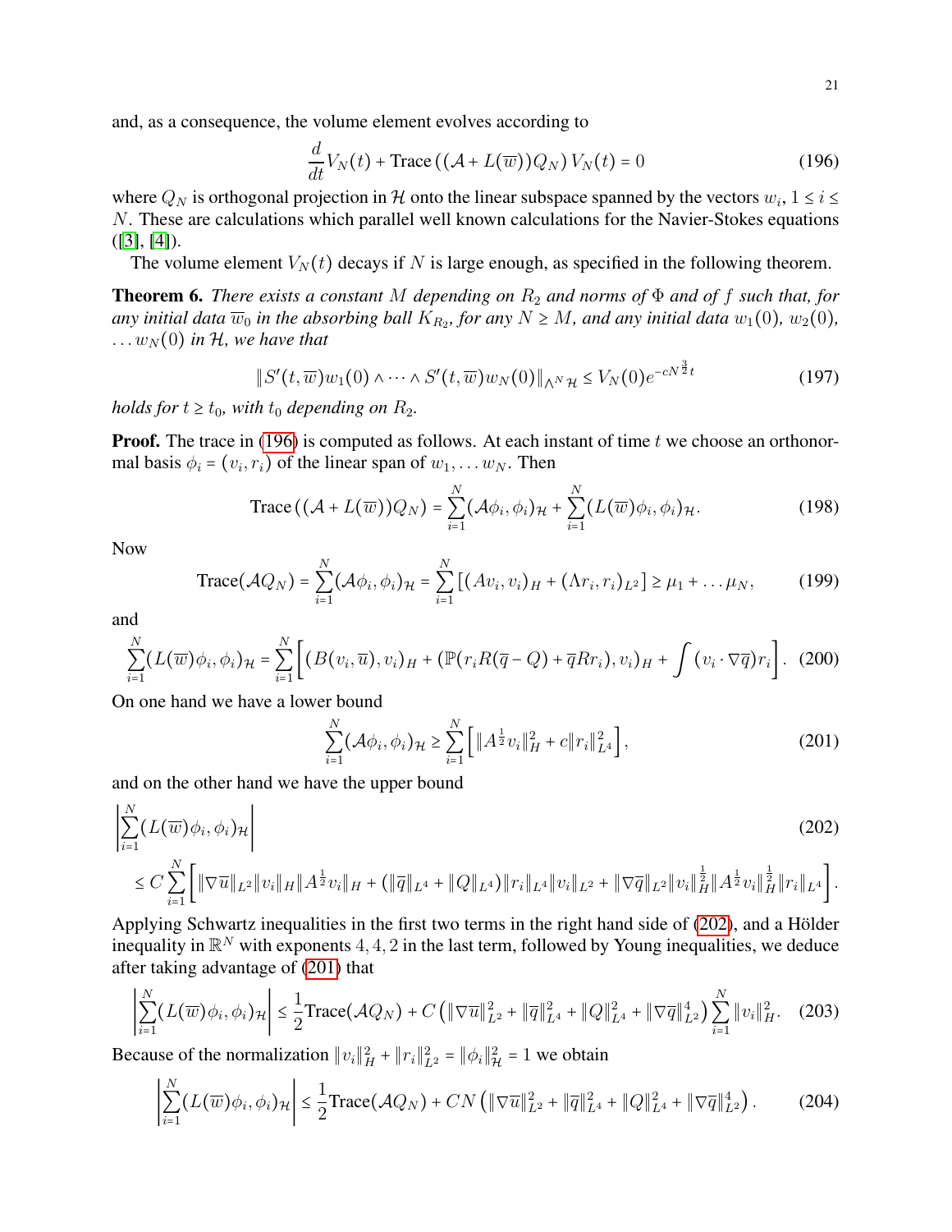and, as a consequence, the volume element evolves according to

$$\frac{d}{dt}V_N(t) + \text{Trace}\left((\mathcal{A} + L(\overline{w}))Q_N\right)V_N(t) = 0 \tag{196}$$

where $Q_N$ is orthogonal projection in $\mathcal{H}$ onto the linear subspace spanned by the vectors $w_i$, $1 \le i \le N$. These are calculations which parallel well known calculations for the Navier-Stokes equations ([3], [4]).

The volume element $V_N(t)$ decays if $N$ is large enough, as specified in the following theorem.

**Theorem 6.** *There exists a constant $M$ depending on $R_2$ and norms of $\Phi$ and of $f$ such that, for any initial data $\overline{w}_0$ in the absorbing ball $K_{R_2}$, for any $N \ge M$, and any initial data $w_1(0)$, $w_2(0)$, $\dots w_N(0)$ in $\mathcal{H}$, we have that*

$$\|S'(t,\overline{w})w_1(0) \wedge \dots \wedge S'(t,\overline{w})w_N(0)\|_{\wedge^N \mathcal{H}} \le V_N(0)e^{-cN^{\frac{3}{2}}t} \tag{197}$$

*holds for $t \ge t_0$, with $t_0$ depending on $R_2$.*

**Proof.** The trace in (196) is computed as follows. At each instant of time $t$ we choose an orthonormal basis $\phi_i = (v_i, r_i)$ of the linear span of $w_1, \dots w_N$. Then

$$\text{Trace}\left((\mathcal{A} + L(\overline{w}))Q_N\right) = \sum_{i=1}^N (\mathcal{A}\phi_i, \phi_i)_{\mathcal{H}} + \sum_{i=1}^N (L(\overline{w})\phi_i, \phi_i)_{\mathcal{H}}. \tag{198}$$

Now

$$\text{Trace}(\mathcal{A}Q_N) = \sum_{i=1}^N (\mathcal{A}\phi_i, \phi_i)_{\mathcal{H}} = \sum_{i=1}^N \left[(Av_i, v_i)_H + (\Lambda r_i, r_i)_{L^2}\right] \ge \mu_1 + \dots \mu_N, \tag{199}$$

and

$$\sum_{i=1}^N (L(\overline{w})\phi_i, \phi_i)_{\mathcal{H}} = \sum_{i=1}^N \left[(B(v_i, \overline{u}), v_i)_H + (\mathbb{P}(r_i R(\overline{q} - Q) + \overline{q}Rr_i), v_i)_H + \int (v_i \cdot \nabla \overline{q})r_i\right]. \tag{200}$$

On one hand we have a lower bound

$$\sum_{i=1}^N (\mathcal{A}\phi_i, \phi_i)_{\mathcal{H}} \ge \sum_{i=1}^N \left[\|A^{\frac{1}{2}}v_i\|_H^2 + c\|r_i\|_{L^4}^2\right], \tag{201}$$

and on the other hand we have the upper bound

$$\begin{aligned} &\left|\sum_{i=1}^N (L(\overline{w})\phi_i, \phi_i)_{\mathcal{H}}\right| \qquad\qquad\qquad\qquad\qquad\qquad\qquad\qquad\qquad\qquad (202) \\ &\le C\sum_{i=1}^N \left[\|\nabla\overline{u}\|_{L^2}\|v_i\|_H\|A^{\frac{1}{2}}v_i\|_H + (\|\overline{q}\|_{L^4} + \|Q\|_{L^4})\|r_i\|_{L^4}\|v_i\|_{L^2} + \|\nabla\overline{q}\|_{L^2}\|v_i\|_H^{\frac{1}{2}}\|A^{\frac{1}{2}}v_i\|_H^{\frac{1}{2}}\|r_i\|_{L^4}\right]. \end{aligned}$$

Applying Schwartz inequalities in the first two terms in the right hand side of (202), and a Hölder inequality in $\mathbb{R}^N$ with exponents $4, 4, 2$ in the last term, followed by Young inequalities, we deduce after taking advantage of (201) that

$$\left|\sum_{i=1}^N (L(\overline{w})\phi_i, \phi_i)_{\mathcal{H}}\right| \le \frac{1}{2}\text{Trace}(\mathcal{A}Q_N) + C\left(\|\nabla\overline{u}\|_{L^2}^2 + \|\overline{q}\|_{L^4}^2 + \|Q\|_{L^4}^2 + \|\nabla\overline{q}\|_{L^2}^4\right)\sum_{i=1}^N \|v_i\|_H^2. \tag{203}$$

Because of the normalization $\|v_i\|_H^2 + \|r_i\|_{L^2}^2 = \|\phi_i\|_{\mathcal{H}}^2 = 1$ we obtain

$$\left|\sum_{i=1}^N (L(\overline{w})\phi_i, \phi_i)_{\mathcal{H}}\right| \le \frac{1}{2}\text{Trace}(\mathcal{A}Q_N) + CN\left(\|\nabla\overline{u}\|_{L^2}^2 + \|\overline{q}\|_{L^4}^2 + \|Q\|_{L^4}^2 + \|\nabla\overline{q}\|_{L^2}^4\right). \tag{204}$$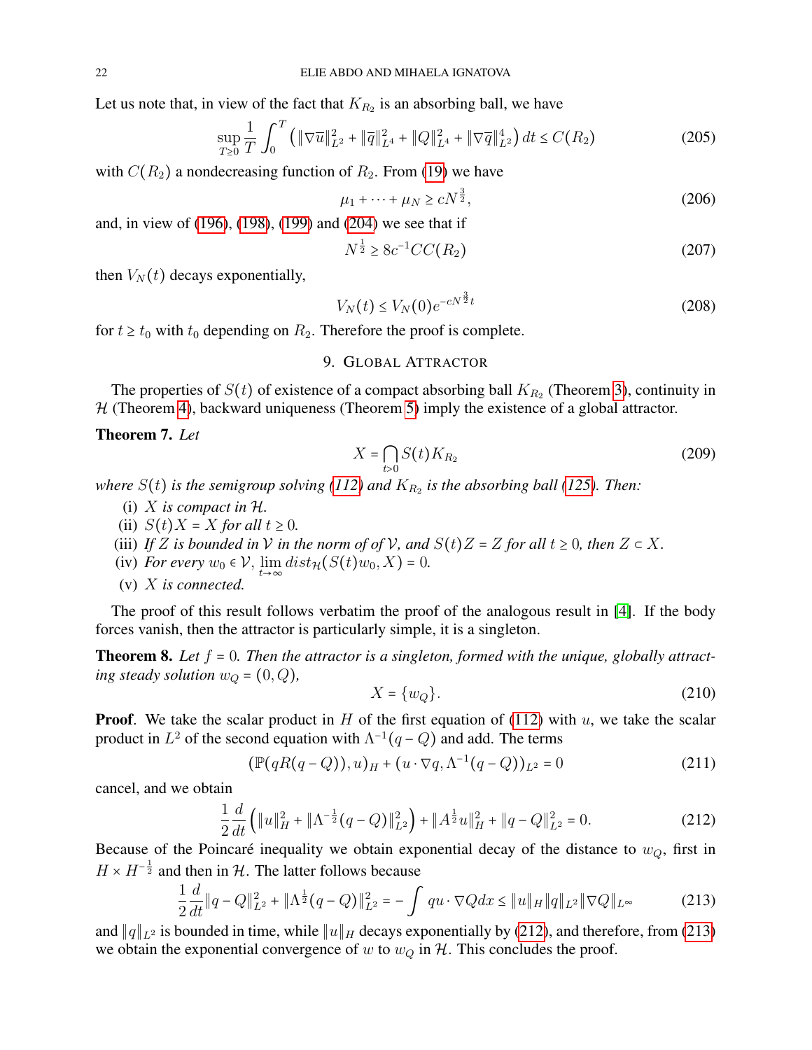Let us note that, in view of the fact that $K_{R_2}$ is an absorbing ball, we have

$$\sup_{T \geq 0} \frac{1}{T} \int_0^T \left( \|\nabla \overline{u}\|_{L^2}^2 + \|\overline{q}\|_{L^4}^2 + \|Q\|_{L^4}^2 + \|\nabla \overline{q}\|_{L^2}^4 \right) dt \leq C(R_2) \tag{205}$$

with $C(R_2)$ a nondecreasing function of $R_2$. From (19) we have

$$\mu_1 + \cdots + \mu_N \geq c N^{\frac{3}{2}}, \tag{206}$$

and, in view of (196), (198), (199) and (204) we see that if

$$N^{\frac{1}{2}} \geq 8 c^{-1} C C(R_2) \tag{207}$$

then $V_N(t)$ decays exponentially,

$$V_N(t) \leq V_N(0) e^{-cN^{\frac{3}{2}} t} \tag{208}$$

for $t \geq t_0$ with $t_0$ depending on $R_2$. Therefore the proof is complete.

## 9. Global Attractor

The properties of $S(t)$ of existence of a compact absorbing ball $K_{R_2}$ (Theorem 3), continuity in $\mathcal{H}$ (Theorem 4), backward uniqueness (Theorem 5) imply the existence of a global attractor.

**Theorem 7.** *Let*

$$X = \bigcap_{t > 0} S(t) K_{R_2} \tag{209}$$

*where $S(t)$ is the semigroup solving (112) and $K_{R_2}$ is the absorbing ball (125). Then:*

- (i) *$X$ is compact in $\mathcal{H}$.*
- (ii) *$S(t)X = X$ for all $t \geq 0$.*
- (iii) *If $Z$ is bounded in $\mathcal{V}$ in the norm of of $\mathcal{V}$, and $S(t)Z = Z$ for all $t \geq 0$, then $Z \subset X$.*
- (iv) *For every $w_0 \in \mathcal{V}$, $\lim_{t \to \infty} dist_{\mathcal{H}}(S(t)w_0, X) = 0$.*
- (v) *$X$ is connected.*

The proof of this result follows verbatim the proof of the analogous result in [4]. If the body forces vanish, then the attractor is particularly simple, it is a singleton.

**Theorem 8.** *Let $f = 0$. Then the attractor is a singleton, formed with the unique, globally attracting steady solution $w_Q = (0, Q)$,*

$$X = \{w_Q\}. \tag{210}$$

**Proof**. We take the scalar product in $H$ of the first equation of (112) with $u$, we take the scalar product in $L^2$ of the second equation with $\Lambda^{-1}(q - Q)$ and add. The terms

$$(\mathbb{P}(qR(q - Q)), u)_H + (u \cdot \nabla q, \Lambda^{-1}(q - Q))_{L^2} = 0 \tag{211}$$

cancel, and we obtain

$$\frac{1}{2}\frac{d}{dt}\left( \|u\|_H^2 + \|\Lambda^{-\frac{1}{2}}(q - Q)\|_{L^2}^2 \right) + \|A^{\frac{1}{2}} u\|_H^2 + \|q - Q\|_{L^2}^2 = 0. \tag{212}$$

Because of the Poincaré inequality we obtain exponential decay of the distance to $w_Q$, first in $H \times H^{-\frac{1}{2}}$ and then in $\mathcal{H}$. The latter follows because

$$\frac{1}{2}\frac{d}{dt}\|q - Q\|_{L^2}^2 + \|\Lambda^{\frac{1}{2}}(q - Q)\|_{L^2}^2 = -\int q u \cdot \nabla Q dx \leq \|u\|_H \|q\|_{L^2} \|\nabla Q\|_{L^\infty} \tag{213}$$

and $\|q\|_{L^2}$ is bounded in time, while $\|u\|_H$ decays exponentially by (212), and therefore, from (213) we obtain the exponential convergence of $w$ to $w_Q$ in $\mathcal{H}$. This concludes the proof.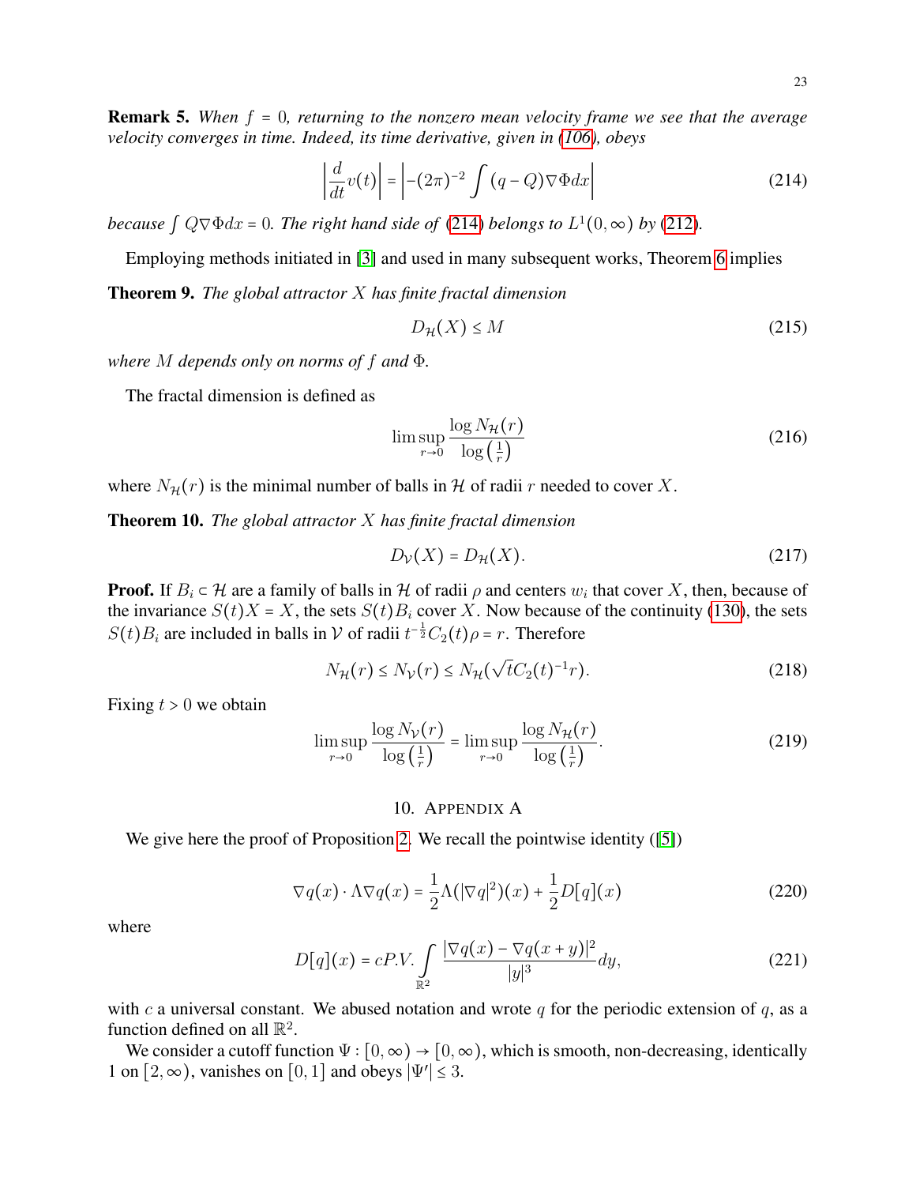**Remark 5.** *When $f = 0$, returning to the nonzero mean velocity frame we see that the average velocity converges in time. Indeed, its time derivative, given in (106), obeys*

$$\left|\frac{d}{dt}v(t)\right| = \left|-(2\pi)^{-2}\int (q-Q)\nabla\Phi dx\right| \tag{214}$$

*because $\int Q\nabla\Phi dx = 0$. The right hand side of (214) belongs to $L^1(0,\infty)$ by (212).*

Employing methods initiated in [3] and used in many subsequent works, Theorem 6 implies

**Theorem 9.** *The global attractor $X$ has finite fractal dimension*

$$D_{\mathcal{H}}(X) \le M \tag{215}$$

*where $M$ depends only on norms of $f$ and $\Phi$.*

The fractal dimension is defined as

$$\limsup_{r\to 0}\frac{\log N_{\mathcal{H}}(r)}{\log\left(\frac{1}{r}\right)} \tag{216}$$

where $N_{\mathcal{H}}(r)$ is the minimal number of balls in $\mathcal{H}$ of radii $r$ needed to cover $X$.

**Theorem 10.** *The global attractor $X$ has finite fractal dimension*

$$D_{\mathcal{V}}(X) = D_{\mathcal{H}}(X). \tag{217}$$

**Proof.** If $B_i \subset \mathcal{H}$ are a family of balls in $\mathcal{H}$ of radii $\rho$ and centers $w_i$ that cover $X$, then, because of the invariance $S(t)X = X$, the sets $S(t)B_i$ cover $X$. Now because of the continuity (130), the sets $S(t)B_i$ are included in balls in $\mathcal{V}$ of radii $t^{-\frac{1}{2}}C_2(t)\rho = r$. Therefore

$$N_{\mathcal{H}}(r) \le N_{\mathcal{V}}(r) \le N_{\mathcal{H}}(\sqrt{t}C_2(t)^{-1}r). \tag{218}$$

Fixing $t > 0$ we obtain

$$\limsup_{r\to 0}\frac{\log N_{\mathcal{V}}(r)}{\log\left(\frac{1}{r}\right)} = \limsup_{r\to 0}\frac{\log N_{\mathcal{H}}(r)}{\log\left(\frac{1}{r}\right)}. \tag{219}$$

## 10. Appendix A

We give here the proof of Proposition 2. We recall the pointwise identity ([5])

$$\nabla q(x)\cdot\Lambda\nabla q(x) = \frac{1}{2}\Lambda(|\nabla q|^2)(x) + \frac{1}{2}D[q](x) \tag{220}$$

where

$$D[q](x) = cP.V.\int_{\mathbb{R}^2}\frac{|\nabla q(x) - \nabla q(x+y)|^2}{|y|^3}dy, \tag{221}$$

with $c$ a universal constant. We abused notation and wrote $q$ for the periodic extension of $q$, as a function defined on all $\mathbb{R}^2$.

We consider a cutoff function $\Psi : [0,\infty) \to [0,\infty)$, which is smooth, non-decreasing, identically 1 on $[2,\infty)$, vanishes on $[0,1]$ and obeys $|\Psi'| \le 3$.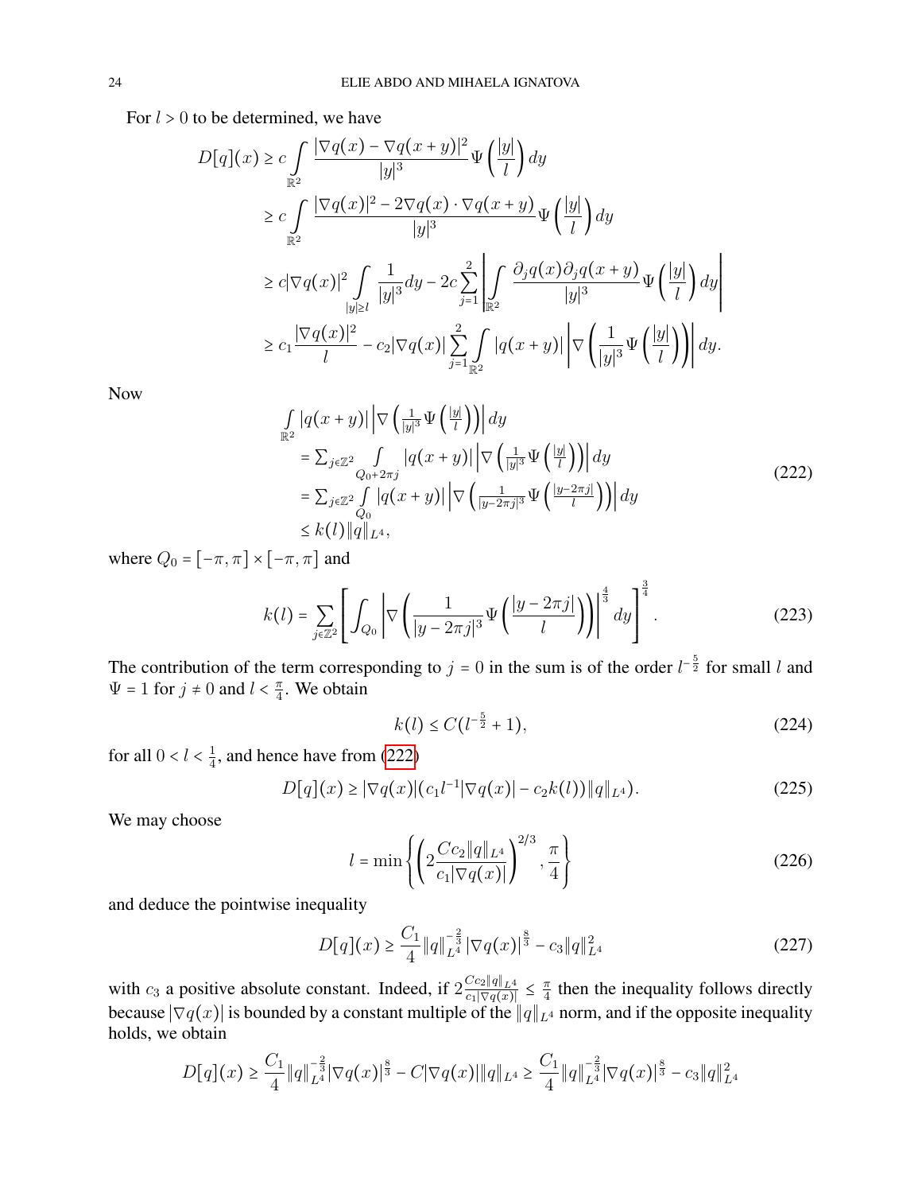For $l > 0$ to be determined, we have

$$
\begin{aligned}
D[q](x) &\geq c \int\limits_{\mathbb{R}^2} \frac{|\nabla q(x) - \nabla q(x+y)|^2}{|y|^3} \Psi\left(\frac{|y|}{l}\right) dy \\
&\geq c \int\limits_{\mathbb{R}^2} \frac{|\nabla q(x)|^2 - 2\nabla q(x)\cdot \nabla q(x+y)}{|y|^3} \Psi\left(\frac{|y|}{l}\right) dy \\
&\geq c |\nabla q(x)|^2 \int\limits_{|y|\geq l} \frac{1}{|y|^3} dy - 2c \sum_{j=1}^{2} \left| \int\limits_{\mathbb{R}^2} \frac{\partial_j q(x) \partial_j q(x+y)}{|y|^3} \Psi\left(\frac{|y|}{l}\right) dy \right| \\
&\geq c_1 \frac{|\nabla q(x)|^2}{l} - c_2 |\nabla q(x)| \sum_{j=1}^{2} \int\limits_{\mathbb{R}^2} |q(x+y)| \left| \nabla \left( \frac{1}{|y|^3} \Psi\left(\frac{|y|}{l}\right)\right)\right| dy.
\end{aligned}
$$

Now

$$
\begin{aligned}
&\int\limits_{\mathbb{R}^2} |q(x+y)| \left|\nabla\left(\tfrac{1}{|y|^3}\Psi\left(\tfrac{|y|}{l}\right)\right)\right| dy \\
&= \sum_{j\in\mathbb{Z}^2} \int\limits_{Q_0+2\pi j} |q(x+y)| \left|\nabla\left(\tfrac{1}{|y|^3}\Psi\left(\tfrac{|y|}{l}\right)\right)\right| dy \\
&= \sum_{j\in\mathbb{Z}^2} \int\limits_{Q_0} |q(x+y)| \left|\nabla\left(\tfrac{1}{|y-2\pi j|^3}\Psi\left(\tfrac{|y-2\pi j|}{l}\right)\right)\right| dy \\
&\leq k(l) \|q\|_{L^4},
\end{aligned}
\tag{222}
$$

where $Q_0 = [-\pi, \pi] \times [-\pi, \pi]$ and

$$
k(l) = \sum_{j\in\mathbb{Z}^2} \left[ \int_{Q_0} \left| \nabla \left( \frac{1}{|y-2\pi j|^3} \Psi\left(\frac{|y-2\pi j|}{l}\right)\right)\right|^{\frac{4}{3}} dy \right]^{\frac{3}{4}}. \tag{223}
$$

The contribution of the term corresponding to $j = 0$ in the sum is of the order $l^{-\frac{5}{2}}$ for small $l$ and $\Psi = 1$ for $j \neq 0$ and $l < \frac{\pi}{4}$. We obtain

$$
k(l) \leq C(l^{-\frac{5}{2}} + 1), \tag{224}
$$

for all $0 < l < \frac{1}{4}$, and hence have from (222)

$$
D[q](x) \geq |\nabla q(x)| (c_1 l^{-1} |\nabla q(x)| - c_2 k(l)) \|q\|_{L^4}). \tag{225}
$$

We may choose

$$
l = \min\left\{ \left(2 \frac{C c_2 \|q\|_{L^4}}{c_1 |\nabla q(x)|}\right)^{2/3}, \frac{\pi}{4} \right\} \tag{226}
$$

and deduce the pointwise inequality

$$
D[q](x) \geq \frac{C_1}{4} \|q\|_{L^4}^{-\frac{2}{3}} |\nabla q(x)|^{\frac{8}{3}} - c_3 \|q\|_{L^4}^2 \tag{227}
$$

with $c_3$ a positive absolute constant. Indeed, if $2\frac{C c_2 \|q\|_{L^4}}{c_1 |\nabla q(x)|} \leq \frac{\pi}{4}$ then the inequality follows directly because $|\nabla q(x)|$ is bounded by a constant multiple of the $\|q\|_{L^4}$ norm, and if the opposite inequality holds, we obtain

$$
D[q](x) \geq \frac{C_1}{4} \|q\|_{L^4}^{-\frac{2}{3}} |\nabla q(x)|^{\frac{8}{3}} - C|\nabla q(x)| \|q\|_{L^4} \geq \frac{C_1}{4} \|q\|_{L^4}^{-\frac{2}{3}} |\nabla q(x)|^{\frac{8}{3}} - c_3 \|q\|_{L^4}^2
$$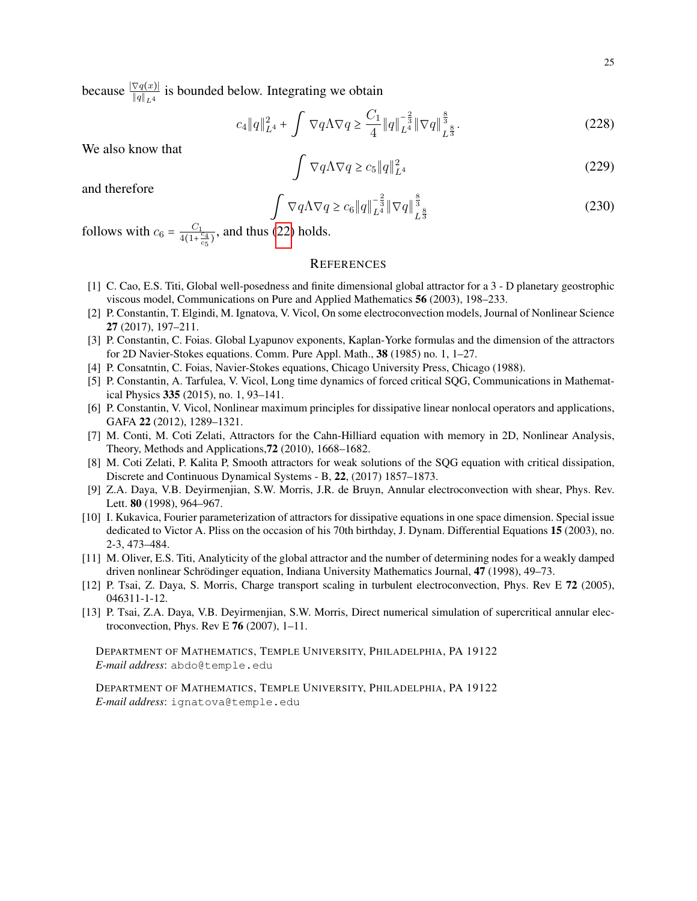because $\frac{|\nabla q(x)|}{\|q\|_{L^4}}$ is bounded below. Integrating we obtain

$$c_4\|q\|_{L^4}^2 + \int \nabla q \Lambda \nabla q \geq \frac{C_1}{4}\|q\|_{L^4}^{-\frac{2}{3}}\|\nabla q\|_{L^{\frac{8}{3}}}^{\frac{8}{3}}. \tag{228}$$

We also know that

$$\int \nabla q \Lambda \nabla q \geq c_5\|q\|_{L^4}^2 \tag{229}$$

and therefore

$$\int \nabla q \Lambda \nabla q \geq c_6\|q\|_{L^4}^{-\frac{2}{3}}\|\nabla q\|_{L^{\frac{8}{3}}}^{\frac{8}{3}} \tag{230}$$

follows with $c_6 = \frac{C_1}{4(1+\frac{c_4}{c_5})}$, and thus (22) holds.

## References

[1] C. Cao, E.S. Titi, Global well-posedness and finite dimensional global attractor for a 3 - D planetary geostrophic viscous model, Communications on Pure and Applied Mathematics **56** (2003), 198–233.

[2] P. Constantin, T. Elgindi, M. Ignatova, V. Vicol, On some electroconvection models, Journal of Nonlinear Science **27** (2017), 197–211.

[3] P. Constantin, C. Foias. Global Lyapunov exponents, Kaplan-Yorke formulas and the dimension of the attractors for 2D Navier-Stokes equations. Comm. Pure Appl. Math., **38** (1985) no. 1, 1–27.

[4] P. Consatntin, C. Foias, Navier-Stokes equations, Chicago University Press, Chicago (1988).

[5] P. Constantin, A. Tarfulea, V. Vicol, Long time dynamics of forced critical SQG, Communications in Mathematical Physics **335** (2015), no. 1, 93–141.

[6] P. Constantin, V. Vicol, Nonlinear maximum principles for dissipative linear nonlocal operators and applications, GAFA **22** (2012), 1289–1321.

[7] M. Conti, M. Coti Zelati, Attractors for the Cahn-Hilliard equation with memory in 2D, Nonlinear Analysis, Theory, Methods and Applications,**72** (2010), 1668–1682.

[8] M. Coti Zelati, P. Kalita P, Smooth attractors for weak solutions of the SQG equation with critical dissipation, Discrete and Continuous Dynamical Systems - B, **22**, (2017) 1857–1873.

[9] Z.A. Daya, V.B. Deyirmenjian, S.W. Morris, J.R. de Bruyn, Annular electroconvection with shear, Phys. Rev. Lett. **80** (1998), 964–967.

[10] I. Kukavica, Fourier parameterization of attractors for dissipative equations in one space dimension. Special issue dedicated to Victor A. Pliss on the occasion of his 70th birthday, J. Dynam. Differential Equations **15** (2003), no. 2-3, 473–484.

[11] M. Oliver, E.S. Titi, Analyticity of the global attractor and the number of determining nodes for a weakly damped driven nonlinear Schrödinger equation, Indiana University Mathematics Journal, **47** (1998), 49–73.

[12] P. Tsai, Z. Daya, S. Morris, Charge transport scaling in turbulent electroconvection, Phys. Rev E **72** (2005), 046311-1-12.

[13] P. Tsai, Z.A. Daya, V.B. Deyirmenjian, S.W. Morris, Direct numerical simulation of supercritical annular electroconvection, Phys. Rev E **76** (2007), 1–11.

Department of Mathematics, Temple University, Philadelphia, PA 19122
*E-mail address*: abdo@temple.edu

Department of Mathematics, Temple University, Philadelphia, PA 19122
*E-mail address*: ignatova@temple.edu